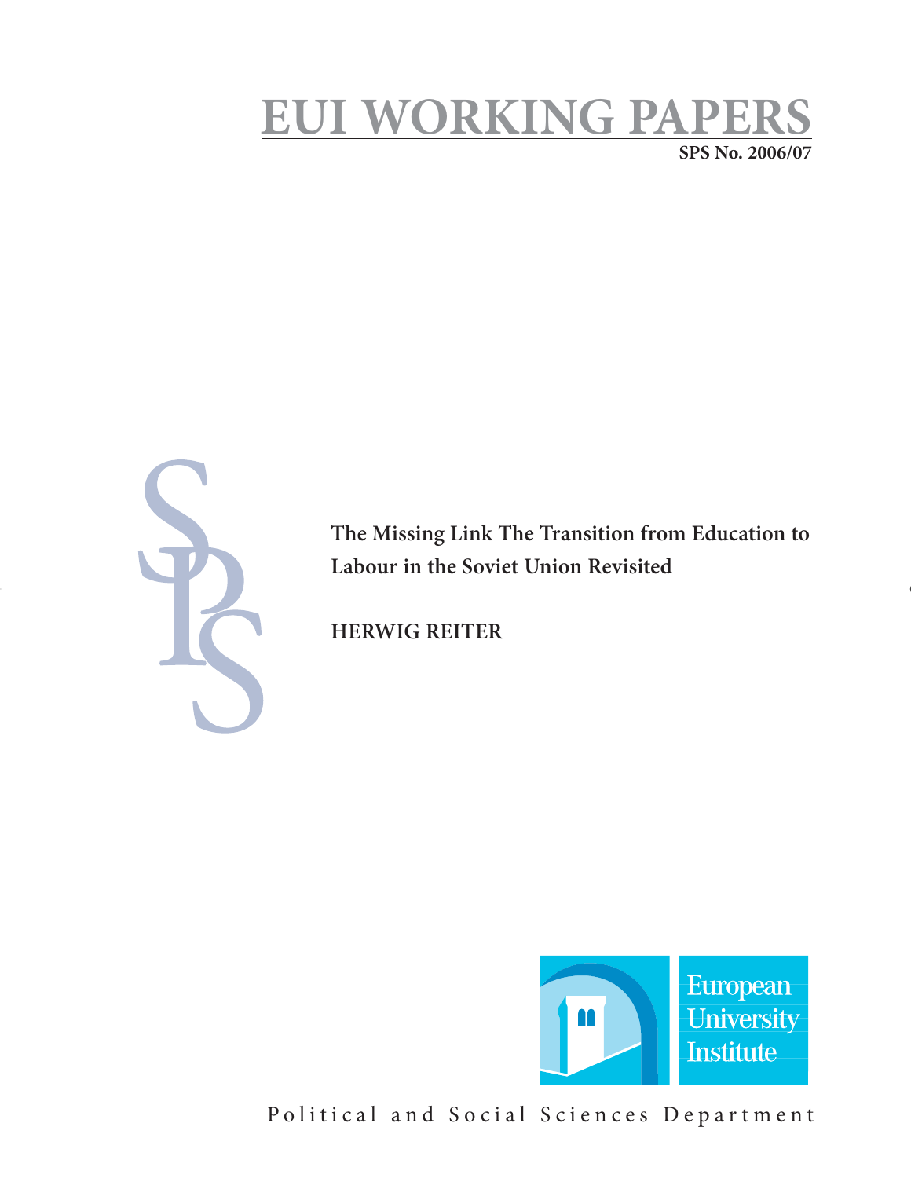# EUI WORKING PAPERS

**SPS No. 2006/07**

**The Missing Link The Transition from Education to Labour in the Soviet Union Revisited**

**HERWIG REITER**

European University Institute

Political and Social Sciences Department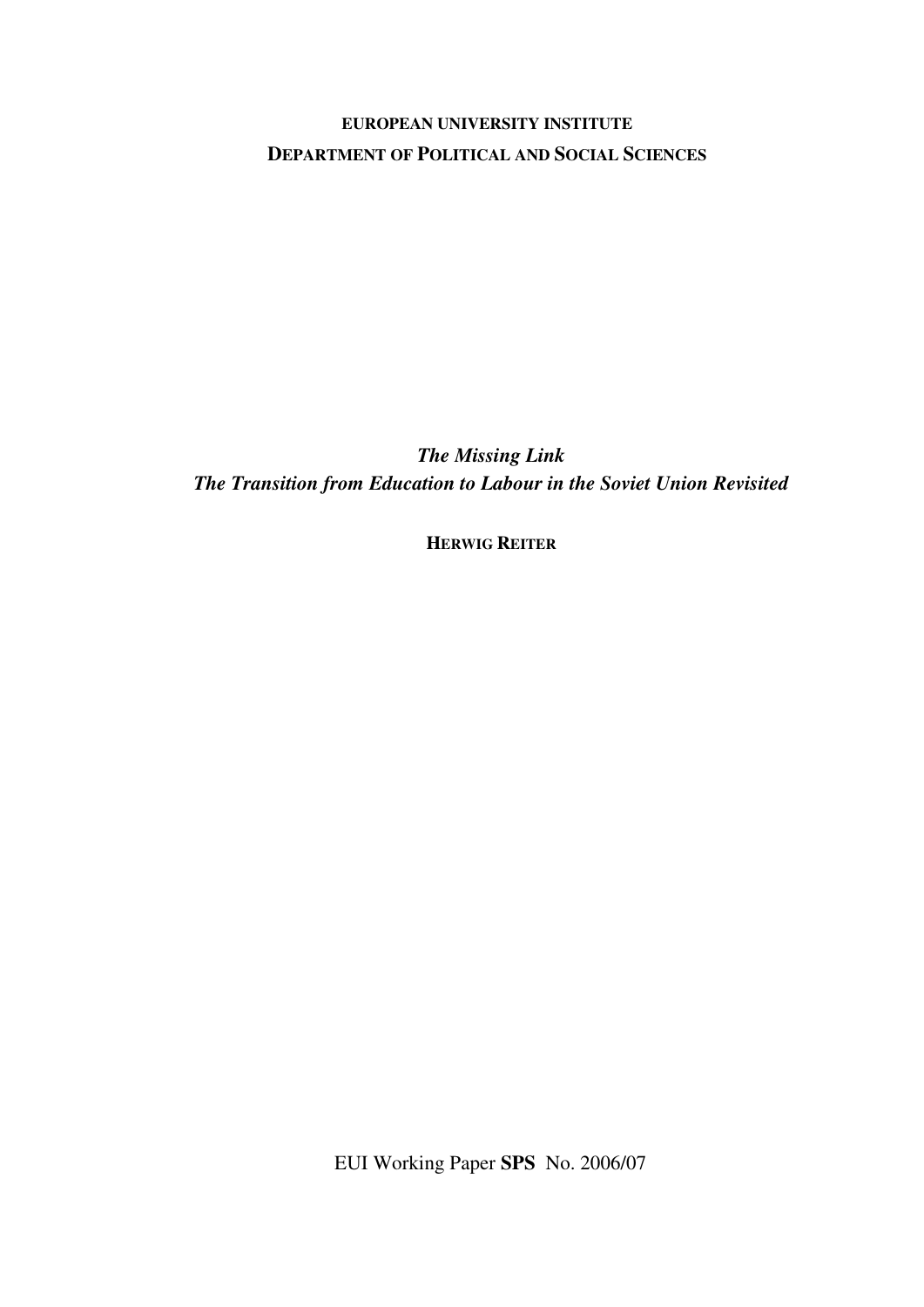**EUROPEAN UNIVERSITY INSTITUTE**

**DEPARTMENT OF POLITICAL AND SOCIAL SCIENCES**

***The Missing Link***

***The Transition from Education to Labour in the Soviet Union Revisited***

**HERWIG REITER**

EUI Working Paper **SPS** No. 2006/07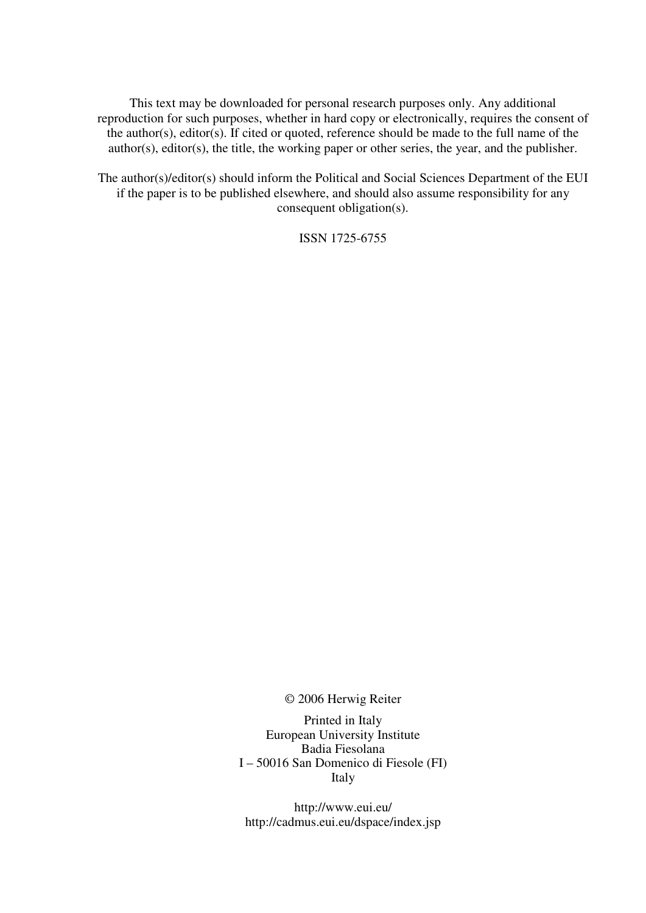This text may be downloaded for personal research purposes only. Any additional reproduction for such purposes, whether in hard copy or electronically, requires the consent of the author(s), editor(s). If cited or quoted, reference should be made to the full name of the author(s), editor(s), the title, the working paper or other series, the year, and the publisher.

The author(s)/editor(s) should inform the Political and Social Sciences Department of the EUI if the paper is to be published elsewhere, and should also assume responsibility for any consequent obligation(s).

ISSN 1725-6755

© 2006 Herwig Reiter

Printed in Italy
European University Institute
Badia Fiesolana
I – 50016 San Domenico di Fiesole (FI)
Italy

http://www.eui.eu/
http://cadmus.eui.eu/dspace/index.jsp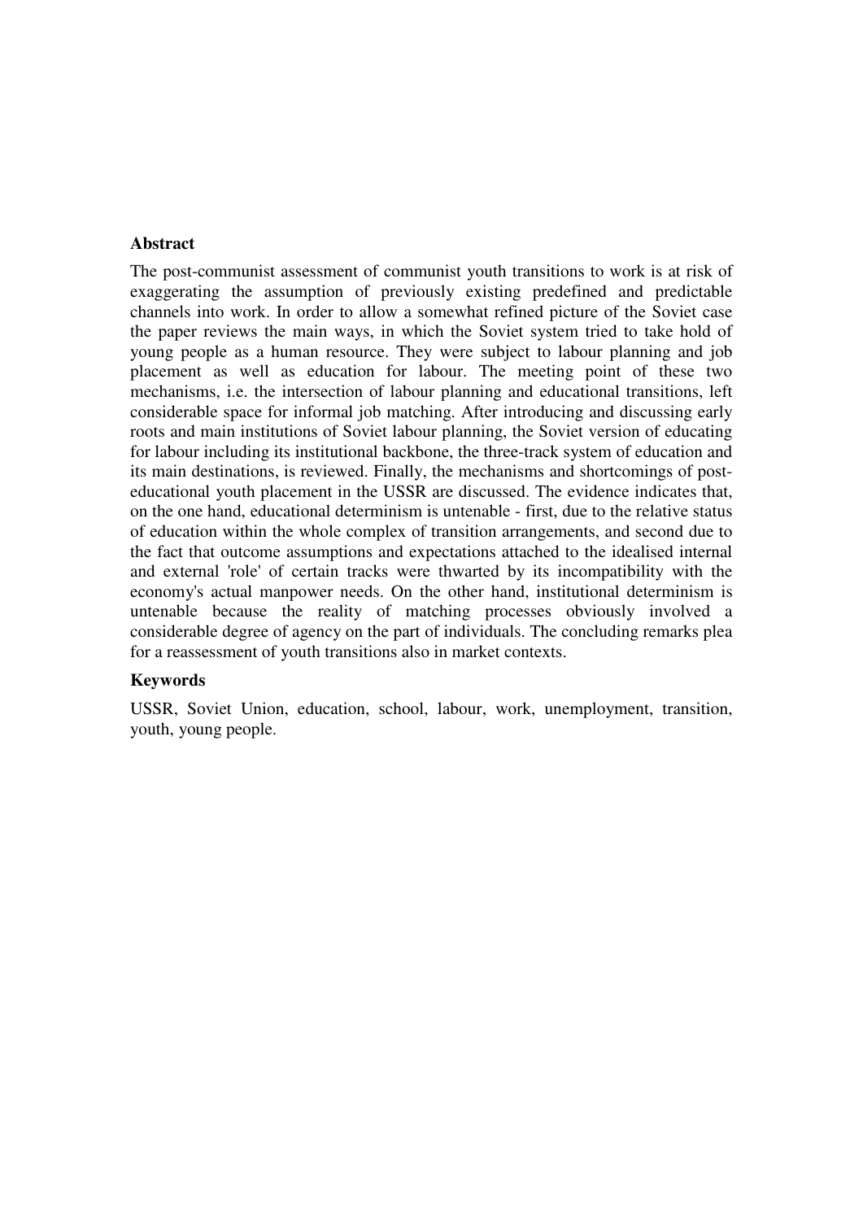## Abstract

The post-communist assessment of communist youth transitions to work is at risk of exaggerating the assumption of previously existing predefined and predictable channels into work. In order to allow a somewhat refined picture of the Soviet case the paper reviews the main ways, in which the Soviet system tried to take hold of young people as a human resource. They were subject to labour planning and job placement as well as education for labour. The meeting point of these two mechanisms, i.e. the intersection of labour planning and educational transitions, left considerable space for informal job matching. After introducing and discussing early roots and main institutions of Soviet labour planning, the Soviet version of educating for labour including its institutional backbone, the three-track system of education and its main destinations, is reviewed. Finally, the mechanisms and shortcomings of post-educational youth placement in the USSR are discussed. The evidence indicates that, on the one hand, educational determinism is untenable - first, due to the relative status of education within the whole complex of transition arrangements, and second due to the fact that outcome assumptions and expectations attached to the idealised internal and external 'role' of certain tracks were thwarted by its incompatibility with the economy's actual manpower needs. On the other hand, institutional determinism is untenable because the reality of matching processes obviously involved a considerable degree of agency on the part of individuals. The concluding remarks plea for a reassessment of youth transitions also in market contexts.

## Keywords

USSR, Soviet Union, education, school, labour, work, unemployment, transition, youth, young people.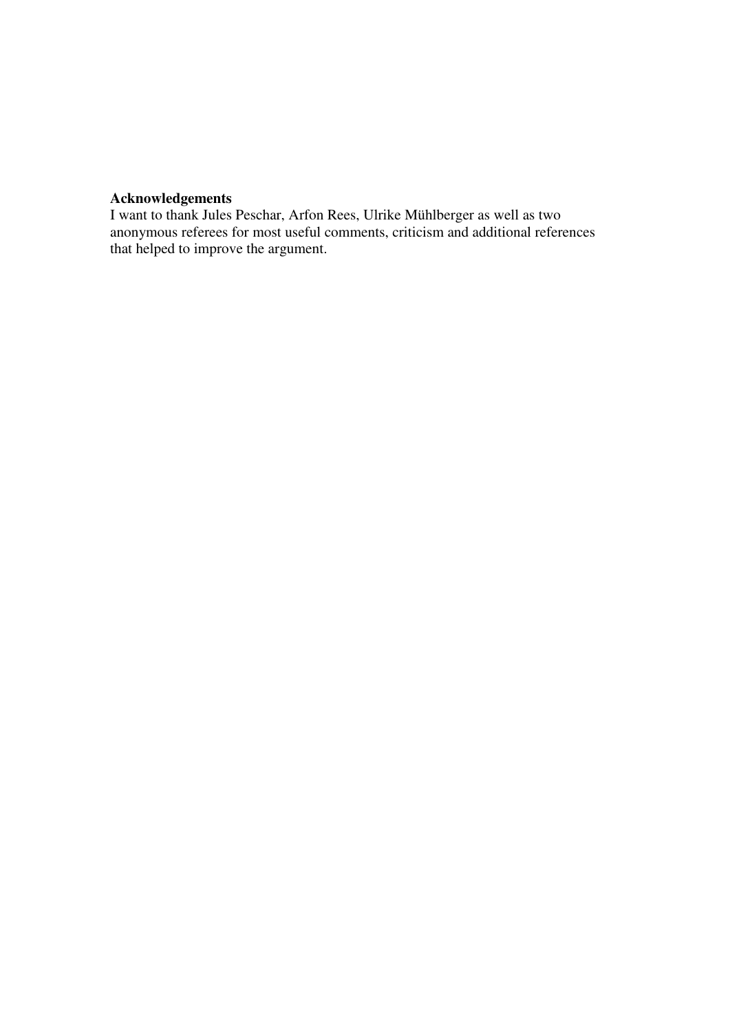**Acknowledgements**

I want to thank Jules Peschar, Arfon Rees, Ulrike Mühlberger as well as two anonymous referees for most useful comments, criticism and additional references that helped to improve the argument.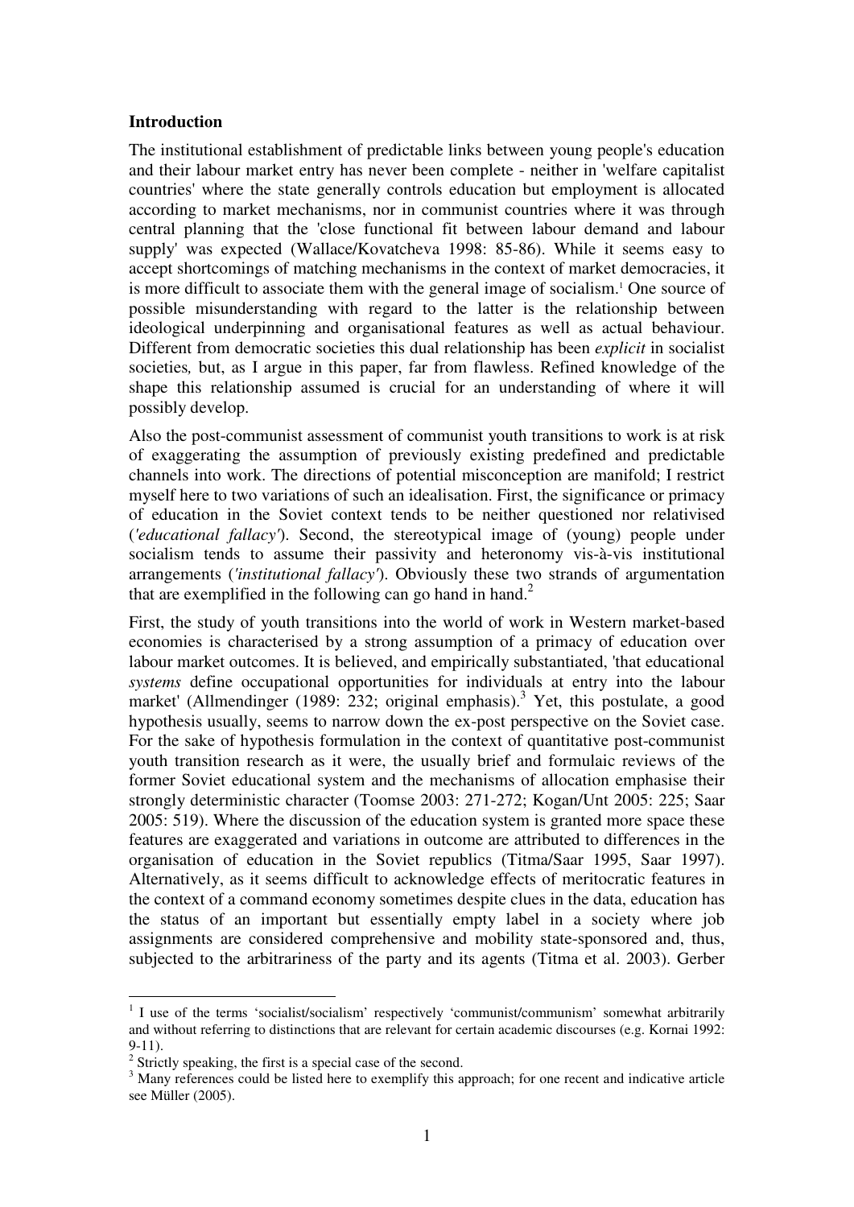**Introduction**

The institutional establishment of predictable links between young people's education and their labour market entry has never been complete - neither in 'welfare capitalist countries' where the state generally controls education but employment is allocated according to market mechanisms, nor in communist countries where it was through central planning that the 'close functional fit between labour demand and labour supply' was expected (Wallace/Kovatcheva 1998: 85-86). While it seems easy to accept shortcomings of matching mechanisms in the context of market democracies, it is more difficult to associate them with the general image of socialism.[1] One source of possible misunderstanding with regard to the latter is the relationship between ideological underpinning and organisational features as well as actual behaviour. Different from democratic societies this dual relationship has been *explicit* in socialist societies*,* but, as I argue in this paper, far from flawless. Refined knowledge of the shape this relationship assumed is crucial for an understanding of where it will possibly develop.

Also the post-communist assessment of communist youth transitions to work is at risk of exaggerating the assumption of previously existing predefined and predictable channels into work. The directions of potential misconception are manifold; I restrict myself here to two variations of such an idealisation. First, the significance or primacy of education in the Soviet context tends to be neither questioned nor relativised (*'educational fallacy'*). Second, the stereotypical image of (young) people under socialism tends to assume their passivity and heteronomy vis-à-vis institutional arrangements (*'institutional fallacy'*). Obviously these two strands of argumentation that are exemplified in the following can go hand in hand.[2]

First, the study of youth transitions into the world of work in Western market-based economies is characterised by a strong assumption of a primacy of education over labour market outcomes. It is believed, and empirically substantiated, 'that educational *systems* define occupational opportunities for individuals at entry into the labour market' (Allmendinger (1989: 232; original emphasis).[3] Yet, this postulate, a good hypothesis usually, seems to narrow down the ex-post perspective on the Soviet case. For the sake of hypothesis formulation in the context of quantitative post-communist youth transition research as it were, the usually brief and formulaic reviews of the former Soviet educational system and the mechanisms of allocation emphasise their strongly deterministic character (Toomse 2003: 271-272; Kogan/Unt 2005: 225; Saar 2005: 519). Where the discussion of the education system is granted more space these features are exaggerated and variations in outcome are attributed to differences in the organisation of education in the Soviet republics (Titma/Saar 1995, Saar 1997). Alternatively, as it seems difficult to acknowledge effects of meritocratic features in the context of a command economy sometimes despite clues in the data, education has the status of an important but essentially empty label in a society where job assignments are considered comprehensive and mobility state-sponsored and, thus, subjected to the arbitrariness of the party and its agents (Titma et al. 2003). Gerber

---

[1] I use of the terms 'socialist/socialism' respectively 'communist/communism' somewhat arbitrarily and without referring to distinctions that are relevant for certain academic discourses (e.g. Kornai 1992: 9-11).

[2] Strictly speaking, the first is a special case of the second.

[3] Many references could be listed here to exemplify this approach; for one recent and indicative article see Müller (2005).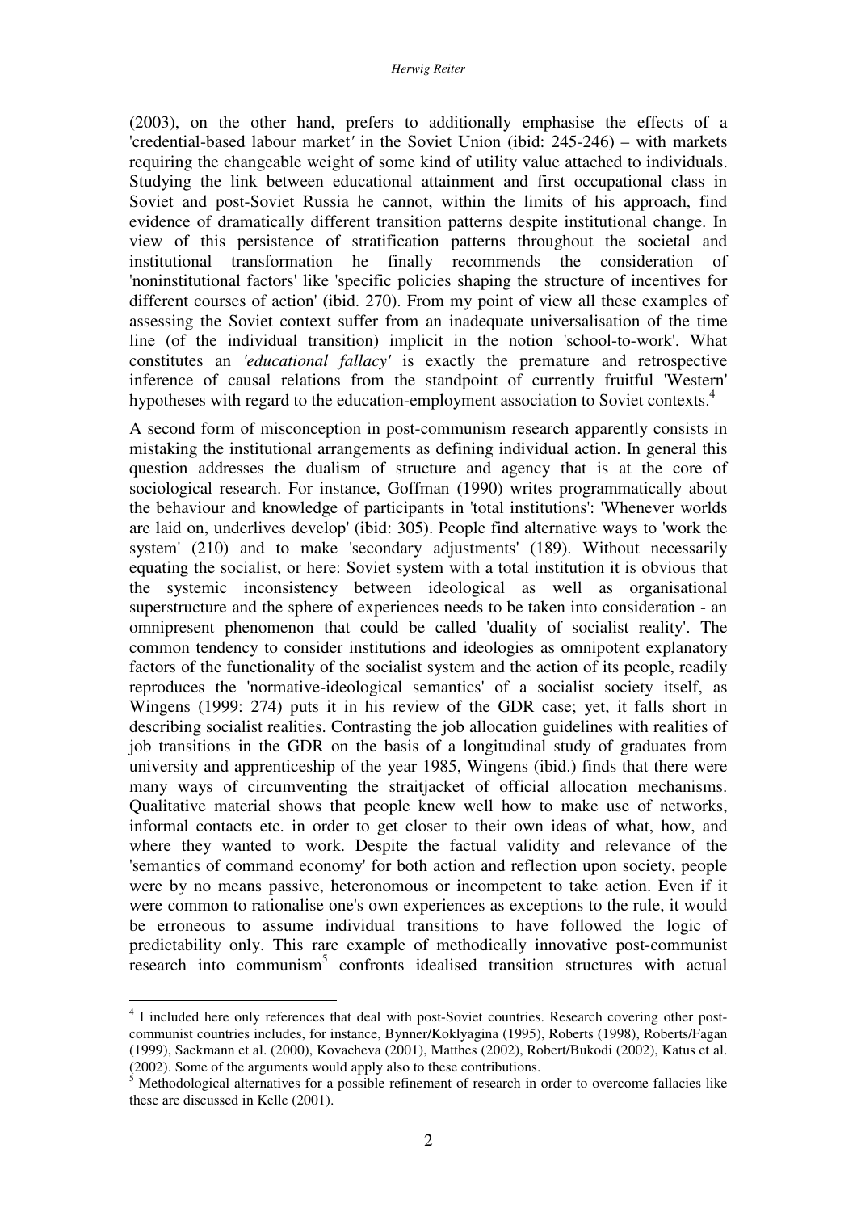(2003), on the other hand, prefers to additionally emphasise the effects of a 'credential-based labour market' in the Soviet Union (ibid: 245-246) – with markets requiring the changeable weight of some kind of utility value attached to individuals. Studying the link between educational attainment and first occupational class in Soviet and post-Soviet Russia he cannot, within the limits of his approach, find evidence of dramatically different transition patterns despite institutional change. In view of this persistence of stratification patterns throughout the societal and institutional transformation he finally recommends the consideration of 'noninstitutional factors' like 'specific policies shaping the structure of incentives for different courses of action' (ibid. 270). From my point of view all these examples of assessing the Soviet context suffer from an inadequate universalisation of the time line (of the individual transition) implicit in the notion 'school-to-work'. What constitutes an *'educational fallacy'* is exactly the premature and retrospective inference of causal relations from the standpoint of currently fruitful 'Western' hypotheses with regard to the education-employment association to Soviet contexts.[4]

A second form of misconception in post-communism research apparently consists in mistaking the institutional arrangements as defining individual action. In general this question addresses the dualism of structure and agency that is at the core of sociological research. For instance, Goffman (1990) writes programmatically about the behaviour and knowledge of participants in 'total institutions': 'Whenever worlds are laid on, underlives develop' (ibid: 305). People find alternative ways to 'work the system' (210) and to make 'secondary adjustments' (189). Without necessarily equating the socialist, or here: Soviet system with a total institution it is obvious that the systemic inconsistency between ideological as well as organisational superstructure and the sphere of experiences needs to be taken into consideration - an omnipresent phenomenon that could be called 'duality of socialist reality'. The common tendency to consider institutions and ideologies as omnipotent explanatory factors of the functionality of the socialist system and the action of its people, readily reproduces the 'normative-ideological semantics' of a socialist society itself, as Wingens (1999: 274) puts it in his review of the GDR case; yet, it falls short in describing socialist realities. Contrasting the job allocation guidelines with realities of job transitions in the GDR on the basis of a longitudinal study of graduates from university and apprenticeship of the year 1985, Wingens (ibid.) finds that there were many ways of circumventing the straitjacket of official allocation mechanisms. Qualitative material shows that people knew well how to make use of networks, informal contacts etc. in order to get closer to their own ideas of what, how, and where they wanted to work. Despite the factual validity and relevance of the 'semantics of command economy' for both action and reflection upon society, people were by no means passive, heteronomous or incompetent to take action. Even if it were common to rationalise one's own experiences as exceptions to the rule, it would be erroneous to assume individual transitions to have followed the logic of predictability only. This rare example of methodically innovative post-communist research into communism[5] confronts idealised transition structures with actual

---

[4] I included here only references that deal with post-Soviet countries. Research covering other post-communist countries includes, for instance, Bynner/Koklyagina (1995), Roberts (1998), Roberts/Fagan (1999), Sackmann et al. (2000), Kovacheva (2001), Matthes (2002), Robert/Bukodi (2002), Katus et al. (2002). Some of the arguments would apply also to these contributions.

[5] Methodological alternatives for a possible refinement of research in order to overcome fallacies like these are discussed in Kelle (2001).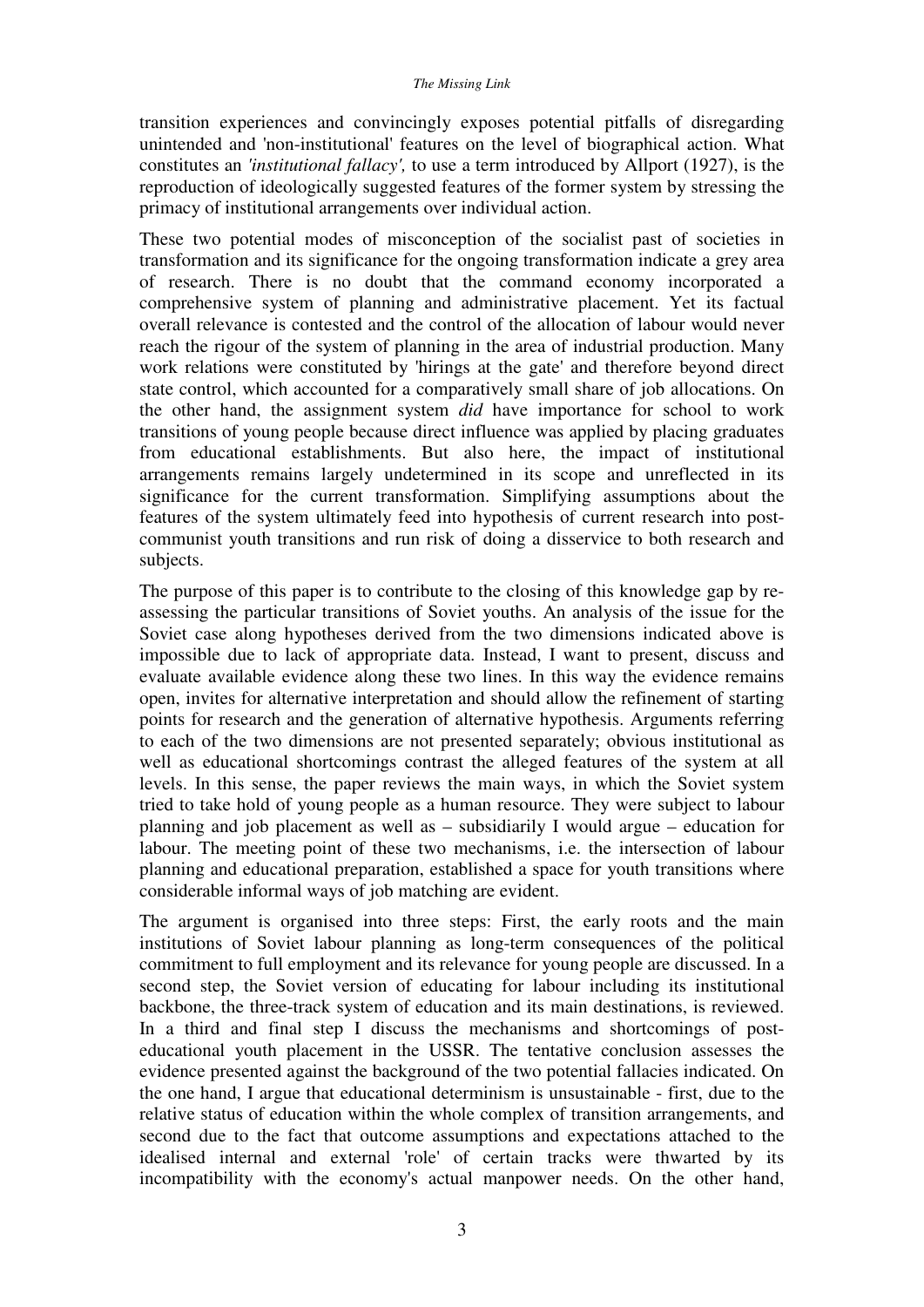transition experiences and convincingly exposes potential pitfalls of disregarding unintended and 'non-institutional' features on the level of biographical action. What constitutes an *'institutional fallacy',* to use a term introduced by Allport (1927), is the reproduction of ideologically suggested features of the former system by stressing the primacy of institutional arrangements over individual action.

These two potential modes of misconception of the socialist past of societies in transformation and its significance for the ongoing transformation indicate a grey area of research. There is no doubt that the command economy incorporated a comprehensive system of planning and administrative placement. Yet its factual overall relevance is contested and the control of the allocation of labour would never reach the rigour of the system of planning in the area of industrial production. Many work relations were constituted by 'hirings at the gate' and therefore beyond direct state control, which accounted for a comparatively small share of job allocations. On the other hand, the assignment system *did* have importance for school to work transitions of young people because direct influence was applied by placing graduates from educational establishments. But also here, the impact of institutional arrangements remains largely undetermined in its scope and unreflected in its significance for the current transformation. Simplifying assumptions about the features of the system ultimately feed into hypothesis of current research into post-communist youth transitions and run risk of doing a disservice to both research and subjects.

The purpose of this paper is to contribute to the closing of this knowledge gap by re-assessing the particular transitions of Soviet youths. An analysis of the issue for the Soviet case along hypotheses derived from the two dimensions indicated above is impossible due to lack of appropriate data. Instead, I want to present, discuss and evaluate available evidence along these two lines. In this way the evidence remains open, invites for alternative interpretation and should allow the refinement of starting points for research and the generation of alternative hypothesis. Arguments referring to each of the two dimensions are not presented separately; obvious institutional as well as educational shortcomings contrast the alleged features of the system at all levels. In this sense, the paper reviews the main ways, in which the Soviet system tried to take hold of young people as a human resource. They were subject to labour planning and job placement as well as – subsidiarily I would argue – education for labour. The meeting point of these two mechanisms, i.e. the intersection of labour planning and educational preparation, established a space for youth transitions where considerable informal ways of job matching are evident.

The argument is organised into three steps: First, the early roots and the main institutions of Soviet labour planning as long-term consequences of the political commitment to full employment and its relevance for young people are discussed. In a second step, the Soviet version of educating for labour including its institutional backbone, the three-track system of education and its main destinations, is reviewed. In a third and final step I discuss the mechanisms and shortcomings of post-educational youth placement in the USSR. The tentative conclusion assesses the evidence presented against the background of the two potential fallacies indicated. On the one hand, I argue that educational determinism is unsustainable - first, due to the relative status of education within the whole complex of transition arrangements, and second due to the fact that outcome assumptions and expectations attached to the idealised internal and external 'role' of certain tracks were thwarted by its incompatibility with the economy's actual manpower needs. On the other hand,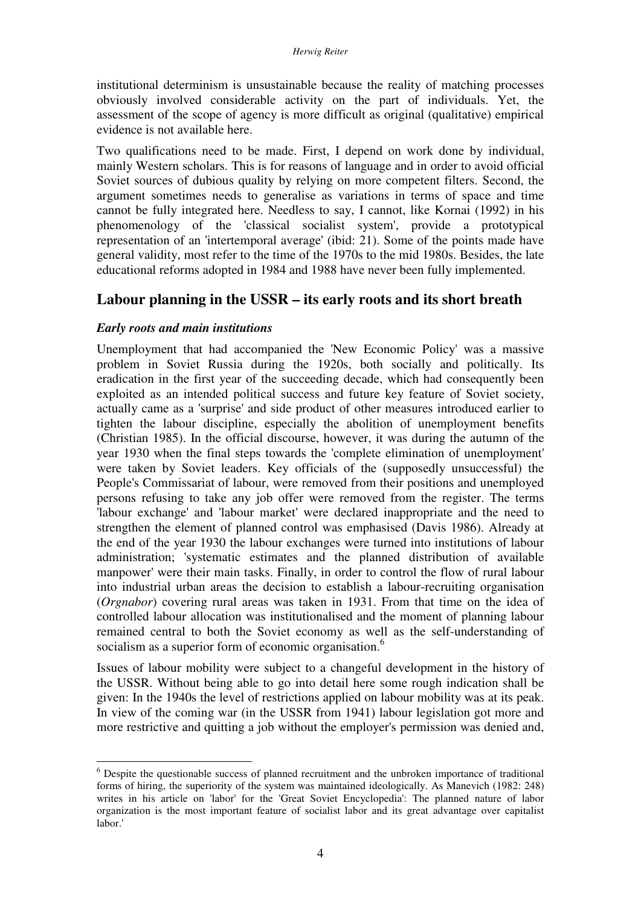institutional determinism is unsustainable because the reality of matching processes obviously involved considerable activity on the part of individuals. Yet, the assessment of the scope of agency is more difficult as original (qualitative) empirical evidence is not available here.

Two qualifications need to be made. First, I depend on work done by individual, mainly Western scholars. This is for reasons of language and in order to avoid official Soviet sources of dubious quality by relying on more competent filters. Second, the argument sometimes needs to generalise as variations in terms of space and time cannot be fully integrated here. Needless to say, I cannot, like Kornai (1992) in his phenomenology of the 'classical socialist system', provide a prototypical representation of an 'intertemporal average' (ibid: 21). Some of the points made have general validity, most refer to the time of the 1970s to the mid 1980s. Besides, the late educational reforms adopted in 1984 and 1988 have never been fully implemented.

## Labour planning in the USSR – its early roots and its short breath

### *Early roots and main institutions*

Unemployment that had accompanied the 'New Economic Policy' was a massive problem in Soviet Russia during the 1920s, both socially and politically. Its eradication in the first year of the succeeding decade, which had consequently been exploited as an intended political success and future key feature of Soviet society, actually came as a 'surprise' and side product of other measures introduced earlier to tighten the labour discipline, especially the abolition of unemployment benefits (Christian 1985). In the official discourse, however, it was during the autumn of the year 1930 when the final steps towards the 'complete elimination of unemployment' were taken by Soviet leaders. Key officials of the (supposedly unsuccessful) the People's Commissariat of labour, were removed from their positions and unemployed persons refusing to take any job offer were removed from the register. The terms 'labour exchange' and 'labour market' were declared inappropriate and the need to strengthen the element of planned control was emphasised (Davis 1986). Already at the end of the year 1930 the labour exchanges were turned into institutions of labour administration; 'systematic estimates and the planned distribution of available manpower' were their main tasks. Finally, in order to control the flow of rural labour into industrial urban areas the decision to establish a labour-recruiting organisation (*Orgnabor*) covering rural areas was taken in 1931. From that time on the idea of controlled labour allocation was institutionalised and the moment of planning labour remained central to both the Soviet economy as well as the self-understanding of socialism as a superior form of economic organisation.[6]

Issues of labour mobility were subject to a changeful development in the history of the USSR. Without being able to go into detail here some rough indication shall be given: In the 1940s the level of restrictions applied on labour mobility was at its peak. In view of the coming war (in the USSR from 1941) labour legislation got more and more restrictive and quitting a job without the employer's permission was denied and,

[6] Despite the questionable success of planned recruitment and the unbroken importance of traditional forms of hiring, the superiority of the system was maintained ideologically. As Manevich (1982: 248) writes in his article on 'labor' for the 'Great Soviet Encyclopedia': The planned nature of labor organization is the most important feature of socialist labor and its great advantage over capitalist labor.'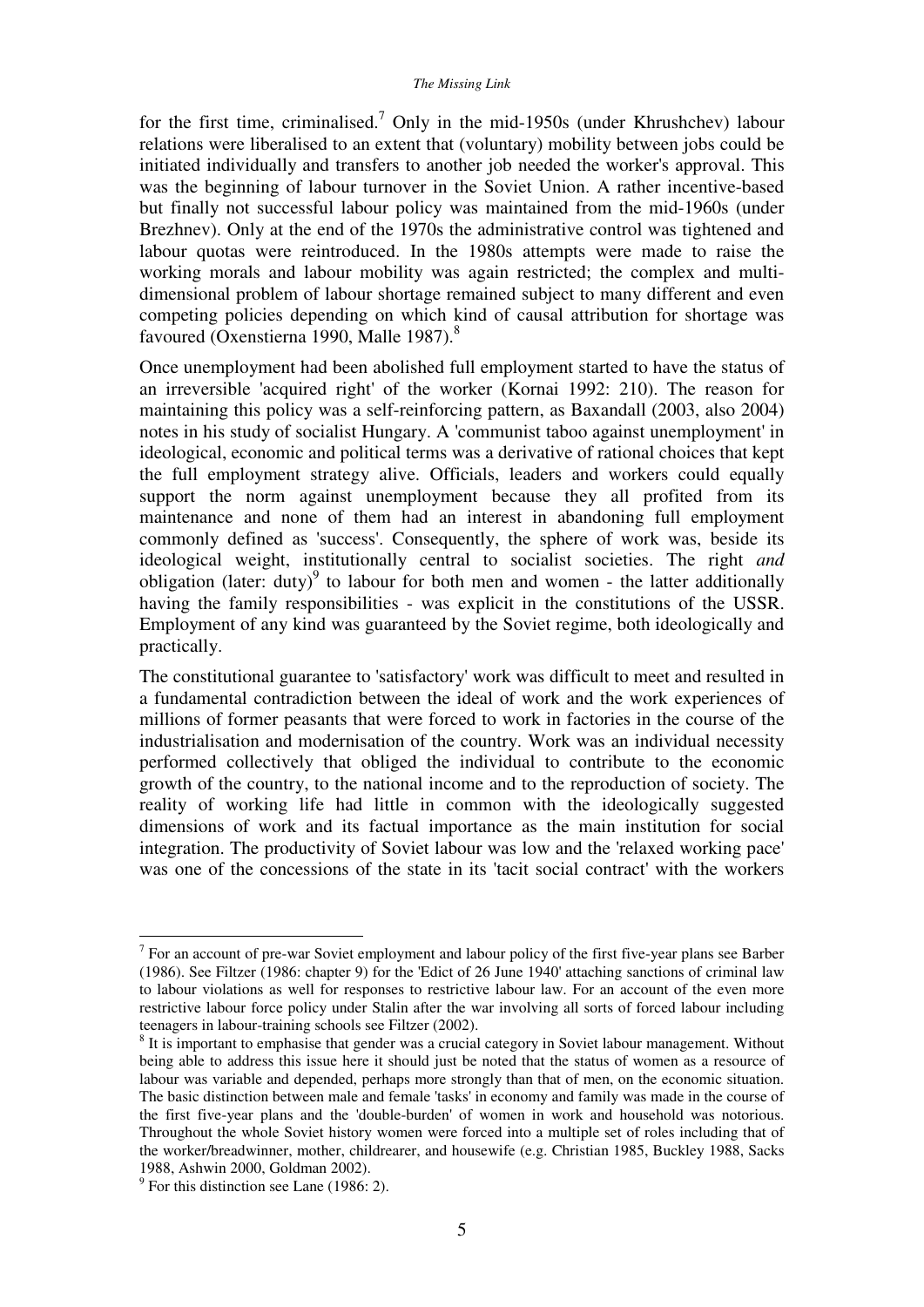for the first time, criminalised.[7] Only in the mid-1950s (under Khrushchev) labour relations were liberalised to an extent that (voluntary) mobility between jobs could be initiated individually and transfers to another job needed the worker's approval. This was the beginning of labour turnover in the Soviet Union. A rather incentive-based but finally not successful labour policy was maintained from the mid-1960s (under Brezhnev). Only at the end of the 1970s the administrative control was tightened and labour quotas were reintroduced. In the 1980s attempts were made to raise the working morals and labour mobility was again restricted; the complex and multi-dimensional problem of labour shortage remained subject to many different and even competing policies depending on which kind of causal attribution for shortage was favoured (Oxenstierna 1990, Malle 1987).[8]

Once unemployment had been abolished full employment started to have the status of an irreversible 'acquired right' of the worker (Kornai 1992: 210). The reason for maintaining this policy was a self-reinforcing pattern, as Baxandall (2003, also 2004) notes in his study of socialist Hungary. A 'communist taboo against unemployment' in ideological, economic and political terms was a derivative of rational choices that kept the full employment strategy alive. Officials, leaders and workers could equally support the norm against unemployment because they all profited from its maintenance and none of them had an interest in abandoning full employment commonly defined as 'success'. Consequently, the sphere of work was, beside its ideological weight, institutionally central to socialist societies. The right *and* obligation (later: duty)[9] to labour for both men and women - the latter additionally having the family responsibilities - was explicit in the constitutions of the USSR. Employment of any kind was guaranteed by the Soviet regime, both ideologically and practically.

The constitutional guarantee to 'satisfactory' work was difficult to meet and resulted in a fundamental contradiction between the ideal of work and the work experiences of millions of former peasants that were forced to work in factories in the course of the industrialisation and modernisation of the country. Work was an individual necessity performed collectively that obliged the individual to contribute to the economic growth of the country, to the national income and to the reproduction of society. The reality of working life had little in common with the ideologically suggested dimensions of work and its factual importance as the main institution for social integration. The productivity of Soviet labour was low and the 'relaxed working pace' was one of the concessions of the state in its 'tacit social contract' with the workers

---

[7] For an account of pre-war Soviet employment and labour policy of the first five-year plans see Barber (1986). See Filtzer (1986: chapter 9) for the 'Edict of 26 June 1940' attaching sanctions of criminal law to labour violations as well for responses to restrictive labour law. For an account of the even more restrictive labour force policy under Stalin after the war involving all sorts of forced labour including teenagers in labour-training schools see Filtzer (2002).

[8] It is important to emphasise that gender was a crucial category in Soviet labour management. Without being able to address this issue here it should just be noted that the status of women as a resource of labour was variable and depended, perhaps more strongly than that of men, on the economic situation. The basic distinction between male and female 'tasks' in economy and family was made in the course of the first five-year plans and the 'double-burden' of women in work and household was notorious. Throughout the whole Soviet history women were forced into a multiple set of roles including that of the worker/breadwinner, mother, childrearer, and housewife (e.g. Christian 1985, Buckley 1988, Sacks 1988, Ashwin 2000, Goldman 2002).

[9] For this distinction see Lane (1986: 2).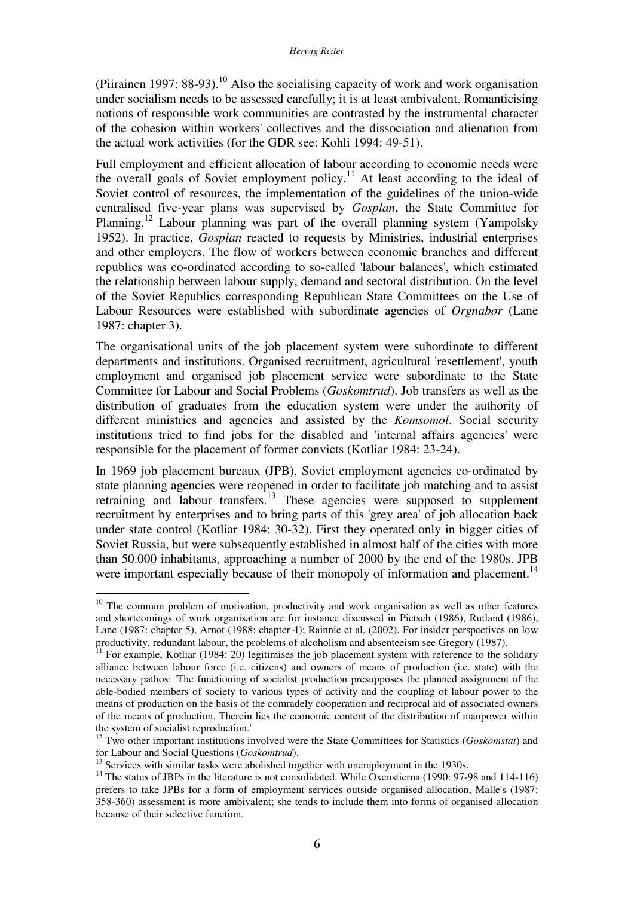(Piirainen 1997: 88-93).[10] Also the socialising capacity of work and work organisation under socialism needs to be assessed carefully; it is at least ambivalent. Romanticising notions of responsible work communities are contrasted by the instrumental character of the cohesion within workers' collectives and the dissociation and alienation from the actual work activities (for the GDR see: Kohli 1994: 49-51).

Full employment and efficient allocation of labour according to economic needs were the overall goals of Soviet employment policy.[11] At least according to the ideal of Soviet control of resources, the implementation of the guidelines of the union-wide centralised five-year plans was supervised by *Gosplan*, the State Committee for Planning.[12] Labour planning was part of the overall planning system (Yampolsky 1952). In practice, *Gosplan* reacted to requests by Ministries, industrial enterprises and other employers. The flow of workers between economic branches and different republics was co-ordinated according to so-called 'labour balances', which estimated the relationship between labour supply, demand and sectoral distribution. On the level of the Soviet Republics corresponding Republican State Committees on the Use of Labour Resources were established with subordinate agencies of *Orgnabor* (Lane 1987: chapter 3).

The organisational units of the job placement system were subordinate to different departments and institutions. Organised recruitment, agricultural 'resettlement', youth employment and organised job placement service were subordinate to the State Committee for Labour and Social Problems (*Goskomtrud*). Job transfers as well as the distribution of graduates from the education system were under the authority of different ministries and agencies and assisted by the *Komsomol*. Social security institutions tried to find jobs for the disabled and 'internal affairs agencies' were responsible for the placement of former convicts (Kotliar 1984: 23-24).

In 1969 job placement bureaux (JPB), Soviet employment agencies co-ordinated by state planning agencies were reopened in order to facilitate job matching and to assist retraining and labour transfers.[13] These agencies were supposed to supplement recruitment by enterprises and to bring parts of this 'grey area' of job allocation back under state control (Kotliar 1984: 30-32). First they operated only in bigger cities of Soviet Russia, but were subsequently established in almost half of the cities with more than 50.000 inhabitants, approaching a number of 2000 by the end of the 1980s. JPB were important especially because of their monopoly of information and placement.[14]

---

[10] The common problem of motivation, productivity and work organisation as well as other features and shortcomings of work organisation are for instance discussed in Pietsch (1986), Rutland (1986), Lane (1987: chapter 5), Arnot (1988: chapter 4); Rainnie et al. (2002). For insider perspectives on low productivity, redundant labour, the problems of alcoholism and absenteeism see Gregory (1987).

[11] For example, Kotliar (1984: 20) legitimises the job placement system with reference to the solidary alliance between labour force (i.e. citizens) and owners of means of production (i.e. state) with the necessary pathos: 'The functioning of socialist production presupposes the planned assignment of the able-bodied members of society to various types of activity and the coupling of labour power to the means of production on the basis of the comradely cooperation and reciprocal aid of associated owners of the means of production. Therein lies the economic content of the distribution of manpower within the system of socialist reproduction.'

[12] Two other important institutions involved were the State Committees for Statistics (*Goskomstat*) and for Labour and Social Questions (*Goskomtrud*).

[13] Services with similar tasks were abolished together with unemployment in the 1930s.

[14] The status of JBPs in the literature is not consolidated. While Oxenstierna (1990: 97-98 and 114-116) prefers to take JPBs for a form of employment services outside organised allocation, Malle's (1987: 358-360) assessment is more ambivalent; she tends to include them into forms of organised allocation because of their selective function.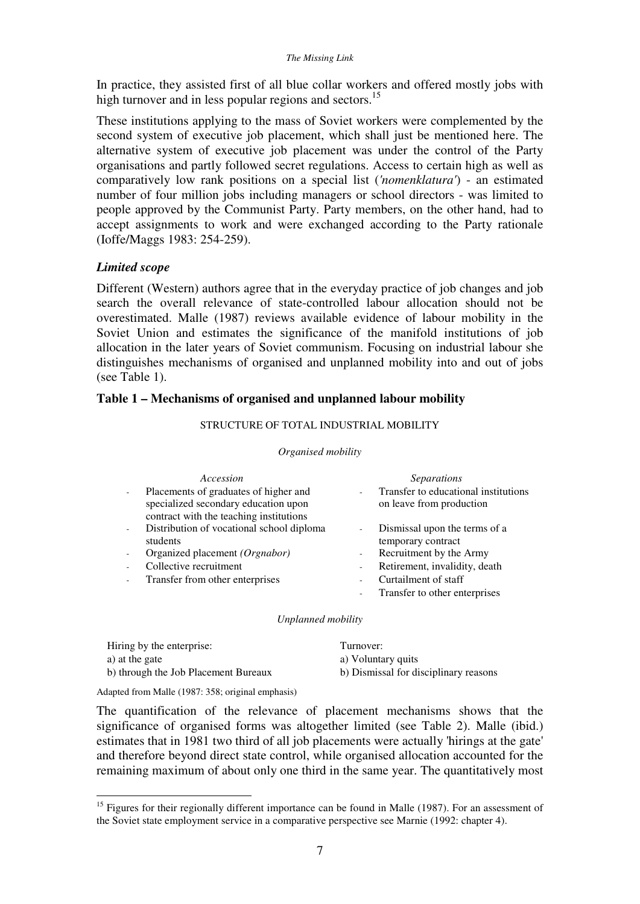In practice, they assisted first of all blue collar workers and offered mostly jobs with high turnover and in less popular regions and sectors.[15]

These institutions applying to the mass of Soviet workers were complemented by the second system of executive job placement, which shall just be mentioned here. The alternative system of executive job placement was under the control of the Party organisations and partly followed secret regulations. Access to certain high as well as comparatively low rank positions on a special list (*'nomenklatura'*) - an estimated number of four million jobs including managers or school directors - was limited to people approved by the Communist Party. Party members, on the other hand, had to accept assignments to work and were exchanged according to the Party rationale (Ioffe/Maggs 1983: 254-259).

### *Limited scope*

Different (Western) authors agree that in the everyday practice of job changes and job search the overall relevance of state-controlled labour allocation should not be overestimated. Malle (1987) reviews available evidence of labour mobility in the Soviet Union and estimates the significance of the manifold institutions of job allocation in the later years of Soviet communism. Focusing on industrial labour she distinguishes mechanisms of organised and unplanned mobility into and out of jobs (see Table 1).

**Table 1 – Mechanisms of organised and unplanned labour mobility**

STRUCTURE OF TOTAL INDUSTRIAL MOBILITY

*Organised mobility*

| *Accession* | *Separations* |
|---|---|
| - Placements of graduates of higher and specialized secondary education upon contract with the teaching institutions | - Transfer to educational institutions on leave from production |
| - Distribution of vocational school diploma students | - Dismissal upon the terms of a temporary contract |
| - Organized placement *(Orgnabor)* | - Recruitment by the Army |
| - Collective recruitment | - Retirement, invalidity, death |
| - Transfer from other enterprises | - Curtailment of staff |
| | - Transfer to other enterprises |

*Unplanned mobility*

| Hiring by the enterprise: | Turnover: |
|---|---|
| a) at the gate | a) Voluntary quits |
| b) through the Job Placement Bureaux | b) Dismissal for disciplinary reasons |

Adapted from Malle (1987: 358; original emphasis)

The quantification of the relevance of placement mechanisms shows that the significance of organised forms was altogether limited (see Table 2). Malle (ibid.) estimates that in 1981 two third of all job placements were actually 'hirings at the gate' and therefore beyond direct state control, while organised allocation accounted for the remaining maximum of about only one third in the same year. The quantitatively most

[15] Figures for their regionally different importance can be found in Malle (1987). For an assessment of the Soviet state employment service in a comparative perspective see Marnie (1992: chapter 4).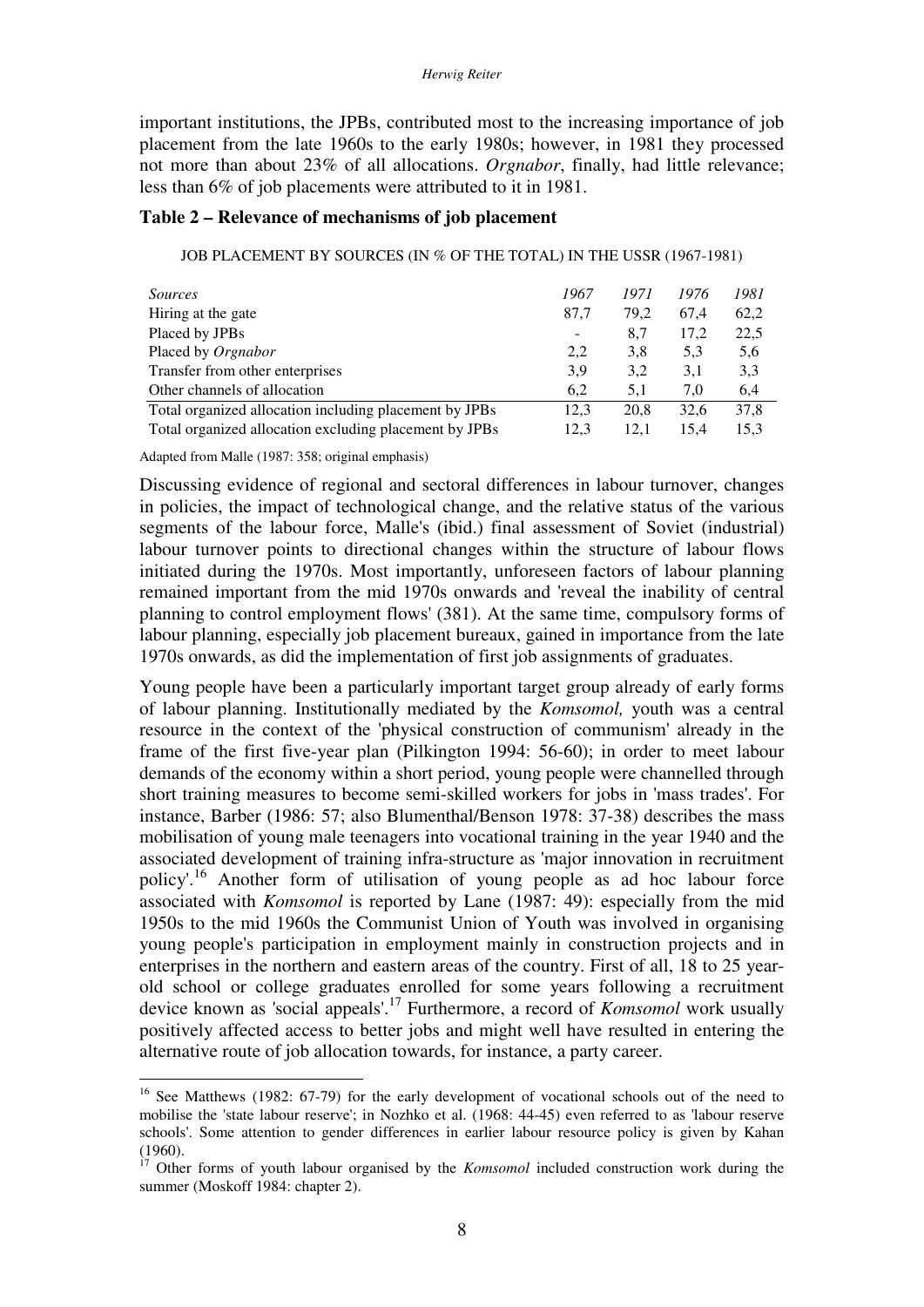important institutions, the JPBs, contributed most to the increasing importance of job placement from the late 1960s to the early 1980s; however, in 1981 they processed not more than about 23% of all allocations. *Orgnabor*, finally, had little relevance; less than 6% of job placements were attributed to it in 1981.

**Table 2 – Relevance of mechanisms of job placement**

JOB PLACEMENT BY SOURCES (IN % OF THE TOTAL) IN THE USSR (1967-1981)

| *Sources* | *1967* | *1971* | *1976* | *1981* |
|---|---|---|---|---|
| Hiring at the gate | 87,7 | 79,2 | 67,4 | 62,2 |
| Placed by JPBs | - | 8,7 | 17,2 | 22,5 |
| Placed by *Orgnabor* | 2,2 | 3,8 | 5,3 | 5,6 |
| Transfer from other enterprises | 3,9 | 3,2 | 3,1 | 3,3 |
| Other channels of allocation | 6,2 | 5,1 | 7,0 | 6,4 |
| Total organized allocation including placement by JPBs | 12,3 | 20,8 | 32,6 | 37,8 |
| Total organized allocation excluding placement by JPBs | 12,3 | 12,1 | 15,4 | 15,3 |

Adapted from Malle (1987: 358; original emphasis)

Discussing evidence of regional and sectoral differences in labour turnover, changes in policies, the impact of technological change, and the relative status of the various segments of the labour force, Malle's (ibid.) final assessment of Soviet (industrial) labour turnover points to directional changes within the structure of labour flows initiated during the 1970s. Most importantly, unforeseen factors of labour planning remained important from the mid 1970s onwards and 'reveal the inability of central planning to control employment flows' (381). At the same time, compulsory forms of labour planning, especially job placement bureaux, gained in importance from the late 1970s onwards, as did the implementation of first job assignments of graduates.

Young people have been a particularly important target group already of early forms of labour planning. Institutionally mediated by the *Komsomol,* youth was a central resource in the context of the 'physical construction of communism' already in the frame of the first five-year plan (Pilkington 1994: 56-60); in order to meet labour demands of the economy within a short period, young people were channelled through short training measures to become semi-skilled workers for jobs in 'mass trades'. For instance, Barber (1986: 57; also Blumenthal/Benson 1978: 37-38) describes the mass mobilisation of young male teenagers into vocational training in the year 1940 and the associated development of training infra-structure as 'major innovation in recruitment policy'.[16] Another form of utilisation of young people as ad hoc labour force associated with *Komsomol* is reported by Lane (1987: 49): especially from the mid 1950s to the mid 1960s the Communist Union of Youth was involved in organising young people's participation in employment mainly in construction projects and in enterprises in the northern and eastern areas of the country. First of all, 18 to 25 year-old school or college graduates enrolled for some years following a recruitment device known as 'social appeals'.[17] Furthermore, a record of *Komsomol* work usually positively affected access to better jobs and might well have resulted in entering the alternative route of job allocation towards, for instance, a party career.

---

[16] See Matthews (1982: 67-79) for the early development of vocational schools out of the need to mobilise the 'state labour reserve'; in Nozhko et al. (1968: 44-45) even referred to as 'labour reserve schools'. Some attention to gender differences in earlier labour resource policy is given by Kahan (1960).

[17] Other forms of youth labour organised by the *Komsomol* included construction work during the summer (Moskoff 1984: chapter 2).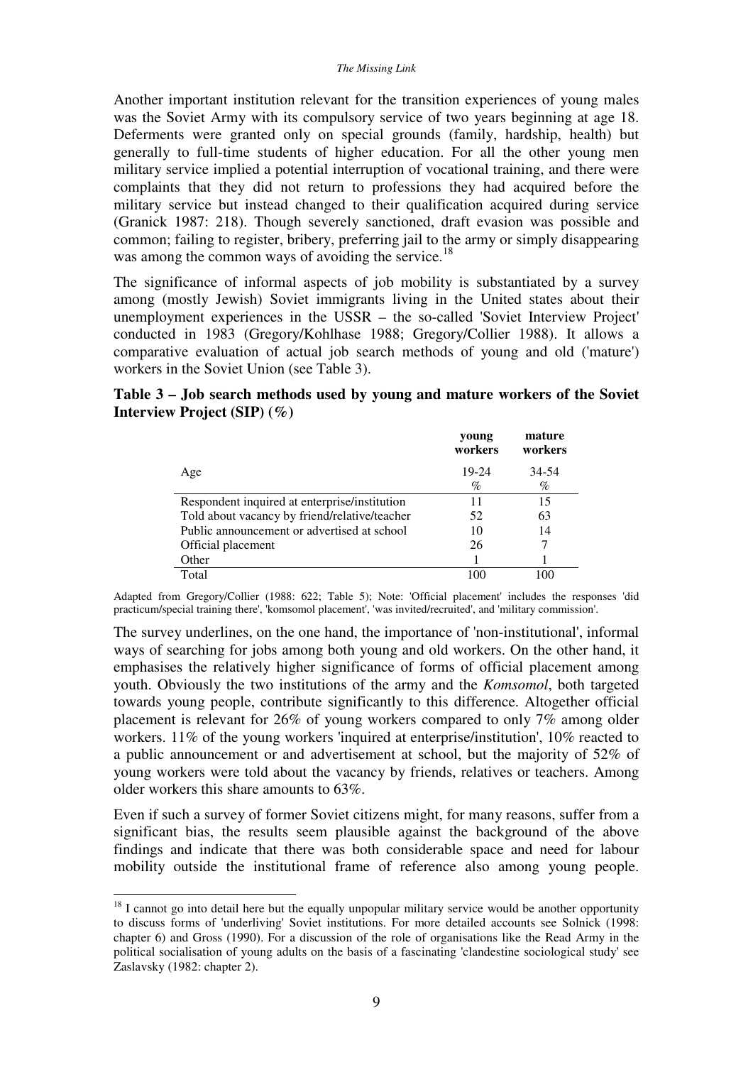Another important institution relevant for the transition experiences of young males was the Soviet Army with its compulsory service of two years beginning at age 18. Deferments were granted only on special grounds (family, hardship, health) but generally to full-time students of higher education. For all the other young men military service implied a potential interruption of vocational training, and there were complaints that they did not return to professions they had acquired before the military service but instead changed to their qualification acquired during service (Granick 1987: 218). Though severely sanctioned, draft evasion was possible and common; failing to register, bribery, preferring jail to the army or simply disappearing was among the common ways of avoiding the service.[18]

The significance of informal aspects of job mobility is substantiated by a survey among (mostly Jewish) Soviet immigrants living in the United states about their unemployment experiences in the USSR – the so-called 'Soviet Interview Project' conducted in 1983 (Gregory/Kohlhase 1988; Gregory/Collier 1988). It allows a comparative evaluation of actual job search methods of young and old ('mature') workers in the Soviet Union (see Table 3).

**Table 3 – Job search methods used by young and mature workers of the Soviet Interview Project (SIP) (%)**

| | young workers | mature workers |
|---|---|---|
| Age | 19-24<br>% | 34-54<br>% |
| Respondent inquired at enterprise/institution | 11 | 15 |
| Told about vacancy by friend/relative/teacher | 52 | 63 |
| Public announcement or advertised at school | 10 | 14 |
| Official placement | 26 | 7 |
| Other | 1 | 1 |
| Total | 100 | 100 |

Adapted from Gregory/Collier (1988: 622; Table 5); Note: 'Official placement' includes the responses 'did practicum/special training there', 'komsomol placement', 'was invited/recruited', and 'military commission'.

The survey underlines, on the one hand, the importance of 'non-institutional', informal ways of searching for jobs among both young and old workers. On the other hand, it emphasises the relatively higher significance of forms of official placement among youth. Obviously the two institutions of the army and the *Komsomol*, both targeted towards young people, contribute significantly to this difference. Altogether official placement is relevant for 26% of young workers compared to only 7% among older workers. 11% of the young workers 'inquired at enterprise/institution', 10% reacted to a public announcement or and advertisement at school, but the majority of 52% of young workers were told about the vacancy by friends, relatives or teachers. Among older workers this share amounts to 63%.

Even if such a survey of former Soviet citizens might, for many reasons, suffer from a significant bias, the results seem plausible against the background of the above findings and indicate that there was both considerable space and need for labour mobility outside the institutional frame of reference also among young people.

[18] I cannot go into detail here but the equally unpopular military service would be another opportunity to discuss forms of 'underliving' Soviet institutions. For more detailed accounts see Solnick (1998: chapter 6) and Gross (1990). For a discussion of the role of organisations like the Read Army in the political socialisation of young adults on the basis of a fascinating 'clandestine sociological study' see Zaslavsky (1982: chapter 2).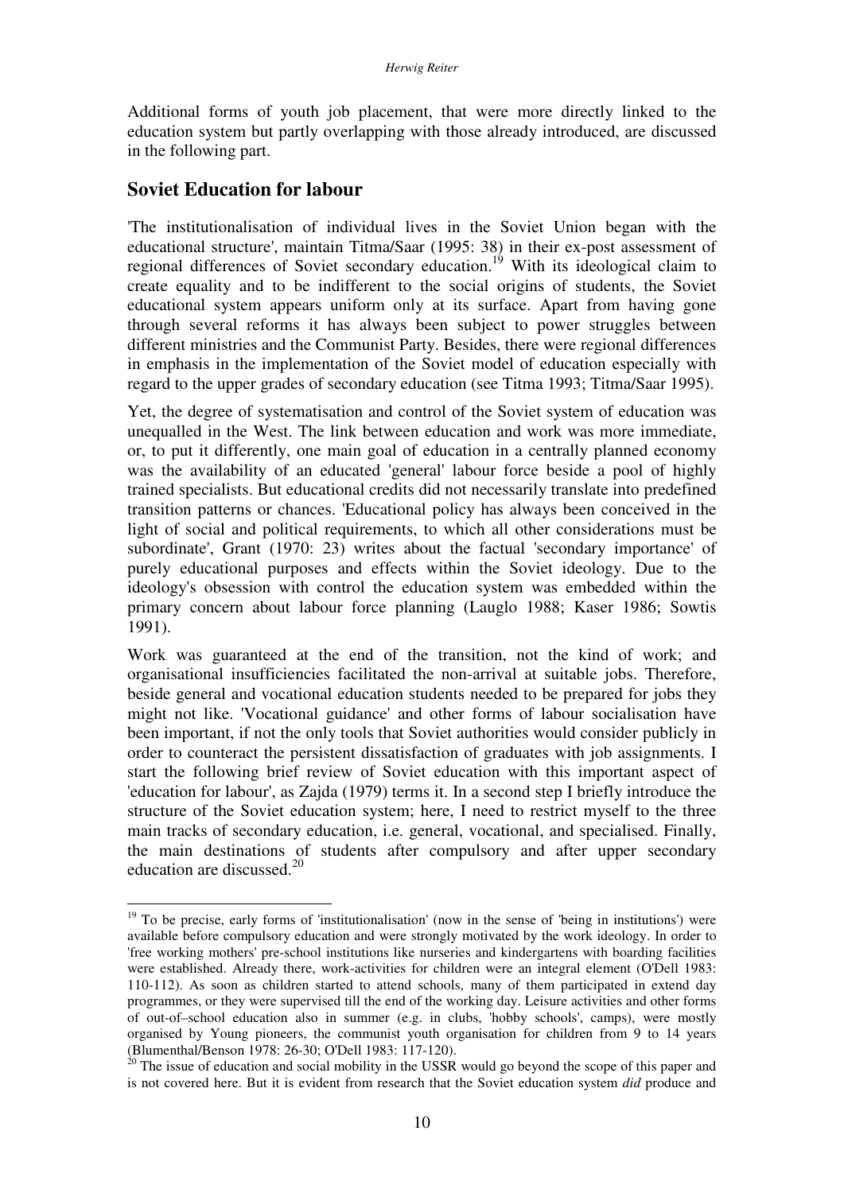Additional forms of youth job placement, that were more directly linked to the education system but partly overlapping with those already introduced, are discussed in the following part.

## Soviet Education for labour

'The institutionalisation of individual lives in the Soviet Union began with the educational structure', maintain Titma/Saar (1995: 38) in their ex-post assessment of regional differences of Soviet secondary education.[19] With its ideological claim to create equality and to be indifferent to the social origins of students, the Soviet educational system appears uniform only at its surface. Apart from having gone through several reforms it has always been subject to power struggles between different ministries and the Communist Party. Besides, there were regional differences in emphasis in the implementation of the Soviet model of education especially with regard to the upper grades of secondary education (see Titma 1993; Titma/Saar 1995).

Yet, the degree of systematisation and control of the Soviet system of education was unequalled in the West. The link between education and work was more immediate, or, to put it differently, one main goal of education in a centrally planned economy was the availability of an educated 'general' labour force beside a pool of highly trained specialists. But educational credits did not necessarily translate into predefined transition patterns or chances. 'Educational policy has always been conceived in the light of social and political requirements, to which all other considerations must be subordinate', Grant (1970: 23) writes about the factual 'secondary importance' of purely educational purposes and effects within the Soviet ideology. Due to the ideology's obsession with control the education system was embedded within the primary concern about labour force planning (Lauglo 1988; Kaser 1986; Sowtis 1991).

Work was guaranteed at the end of the transition, not the kind of work; and organisational insufficiencies facilitated the non-arrival at suitable jobs. Therefore, beside general and vocational education students needed to be prepared for jobs they might not like. 'Vocational guidance' and other forms of labour socialisation have been important, if not the only tools that Soviet authorities would consider publicly in order to counteract the persistent dissatisfaction of graduates with job assignments. I start the following brief review of Soviet education with this important aspect of 'education for labour', as Zajda (1979) terms it. In a second step I briefly introduce the structure of the Soviet education system; here, I need to restrict myself to the three main tracks of secondary education, i.e. general, vocational, and specialised. Finally, the main destinations of students after compulsory and after upper secondary education are discussed.[20]

---

[19] To be precise, early forms of 'institutionalisation' (now in the sense of 'being in institutions') were available before compulsory education and were strongly motivated by the work ideology. In order to 'free working mothers' pre-school institutions like nurseries and kindergartens with boarding facilities were established. Already there, work-activities for children were an integral element (O'Dell 1983: 110-112). As soon as children started to attend schools, many of them participated in extend day programmes, or they were supervised till the end of the working day. Leisure activities and other forms of out-of–school education also in summer (e.g. in clubs, 'hobby schools', camps), were mostly organised by Young pioneers, the communist youth organisation for children from 9 to 14 years (Blumenthal/Benson 1978: 26-30; O'Dell 1983: 117-120).

[20] The issue of education and social mobility in the USSR would go beyond the scope of this paper and is not covered here. But it is evident from research that the Soviet education system *did* produce and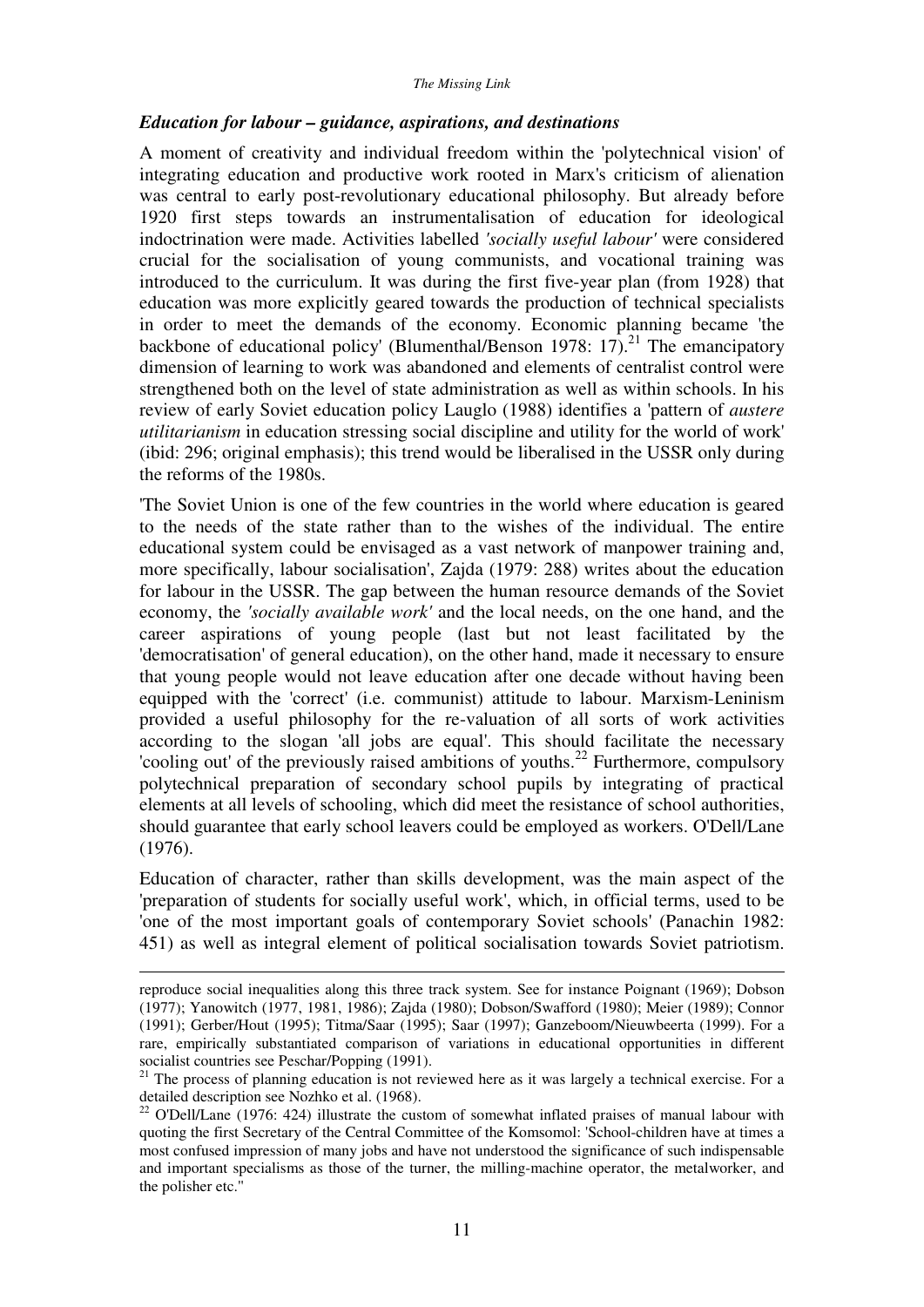### *Education for labour – guidance, aspirations, and destinations*

A moment of creativity and individual freedom within the 'polytechnical vision' of integrating education and productive work rooted in Marx's criticism of alienation was central to early post-revolutionary educational philosophy. But already before 1920 first steps towards an instrumentalisation of education for ideological indoctrination were made. Activities labelled *'socially useful labour'* were considered crucial for the socialisation of young communists, and vocational training was introduced to the curriculum. It was during the first five-year plan (from 1928) that education was more explicitly geared towards the production of technical specialists in order to meet the demands of the economy. Economic planning became 'the backbone of educational policy' (Blumenthal/Benson 1978: 17).[21] The emancipatory dimension of learning to work was abandoned and elements of centralist control were strengthened both on the level of state administration as well as within schools. In his review of early Soviet education policy Lauglo (1988) identifies a 'pattern of *austere utilitarianism* in education stressing social discipline and utility for the world of work' (ibid: 296; original emphasis); this trend would be liberalised in the USSR only during the reforms of the 1980s.

'The Soviet Union is one of the few countries in the world where education is geared to the needs of the state rather than to the wishes of the individual. The entire educational system could be envisaged as a vast network of manpower training and, more specifically, labour socialisation', Zajda (1979: 288) writes about the education for labour in the USSR. The gap between the human resource demands of the Soviet economy, the *'socially available work'* and the local needs, on the one hand, and the career aspirations of young people (last but not least facilitated by the 'democratisation' of general education), on the other hand, made it necessary to ensure that young people would not leave education after one decade without having been equipped with the 'correct' (i.e. communist) attitude to labour. Marxism-Leninism provided a useful philosophy for the re-valuation of all sorts of work activities according to the slogan 'all jobs are equal'. This should facilitate the necessary 'cooling out' of the previously raised ambitions of youths.[22] Furthermore, compulsory polytechnical preparation of secondary school pupils by integrating of practical elements at all levels of schooling, which did meet the resistance of school authorities, should guarantee that early school leavers could be employed as workers. O'Dell/Lane (1976).

Education of character, rather than skills development, was the main aspect of the 'preparation of students for socially useful work', which, in official terms, used to be 'one of the most important goals of contemporary Soviet schools' (Panachin 1982: 451) as well as integral element of political socialisation towards Soviet patriotism.

---

reproduce social inequalities along this three track system. See for instance Poignant (1969); Dobson (1977); Yanowitch (1977, 1981, 1986); Zajda (1980); Dobson/Swafford (1980); Meier (1989); Connor (1991); Gerber/Hout (1995); Titma/Saar (1995); Saar (1997); Ganzeboom/Nieuwbeerta (1999). For a rare, empirically substantiated comparison of variations in educational opportunities in different socialist countries see Peschar/Popping (1991).

[21] The process of planning education is not reviewed here as it was largely a technical exercise. For a detailed description see Nozhko et al. (1968).

[22] O'Dell/Lane (1976: 424) illustrate the custom of somewhat inflated praises of manual labour with quoting the first Secretary of the Central Committee of the Komsomol: 'School-children have at times a most confused impression of many jobs and have not understood the significance of such indispensable and important specialisms as those of the turner, the milling-machine operator, the metalworker, and the polisher etc."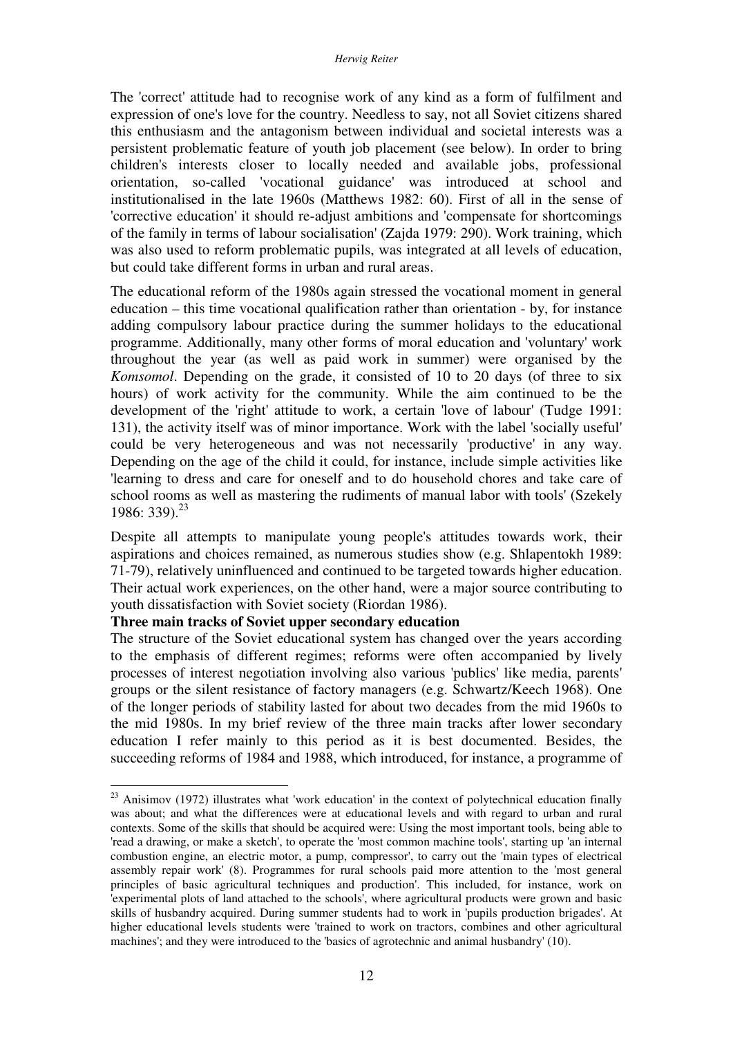The 'correct' attitude had to recognise work of any kind as a form of fulfilment and expression of one's love for the country. Needless to say, not all Soviet citizens shared this enthusiasm and the antagonism between individual and societal interests was a persistent problematic feature of youth job placement (see below). In order to bring children's interests closer to locally needed and available jobs, professional orientation, so-called 'vocational guidance' was introduced at school and institutionalised in the late 1960s (Matthews 1982: 60). First of all in the sense of 'corrective education' it should re-adjust ambitions and 'compensate for shortcomings of the family in terms of labour socialisation' (Zajda 1979: 290). Work training, which was also used to reform problematic pupils, was integrated at all levels of education, but could take different forms in urban and rural areas.

The educational reform of the 1980s again stressed the vocational moment in general education – this time vocational qualification rather than orientation - by, for instance adding compulsory labour practice during the summer holidays to the educational programme. Additionally, many other forms of moral education and 'voluntary' work throughout the year (as well as paid work in summer) were organised by the *Komsomol*. Depending on the grade, it consisted of 10 to 20 days (of three to six hours) of work activity for the community. While the aim continued to be the development of the 'right' attitude to work, a certain 'love of labour' (Tudge 1991: 131), the activity itself was of minor importance. Work with the label 'socially useful' could be very heterogeneous and was not necessarily 'productive' in any way. Depending on the age of the child it could, for instance, include simple activities like 'learning to dress and care for oneself and to do household chores and take care of school rooms as well as mastering the rudiments of manual labor with tools' (Szekely 1986: 339).[23]

Despite all attempts to manipulate young people's attitudes towards work, their aspirations and choices remained, as numerous studies show (e.g. Shlapentokh 1989: 71-79), relatively uninfluenced and continued to be targeted towards higher education. Their actual work experiences, on the other hand, were a major source contributing to youth dissatisfaction with Soviet society (Riordan 1986).

**Three main tracks of Soviet upper secondary education**

The structure of the Soviet educational system has changed over the years according to the emphasis of different regimes; reforms were often accompanied by lively processes of interest negotiation involving also various 'publics' like media, parents' groups or the silent resistance of factory managers (e.g. Schwartz/Keech 1968). One of the longer periods of stability lasted for about two decades from the mid 1960s to the mid 1980s. In my brief review of the three main tracks after lower secondary education I refer mainly to this period as it is best documented. Besides, the succeeding reforms of 1984 and 1988, which introduced, for instance, a programme of

[23] Anisimov (1972) illustrates what 'work education' in the context of polytechnical education finally was about; and what the differences were at educational levels and with regard to urban and rural contexts. Some of the skills that should be acquired were: Using the most important tools, being able to 'read a drawing, or make a sketch', to operate the 'most common machine tools', starting up 'an internal combustion engine, an electric motor, a pump, compressor', to carry out the 'main types of electrical assembly repair work' (8). Programmes for rural schools paid more attention to the 'most general principles of basic agricultural techniques and production'. This included, for instance, work on 'experimental plots of land attached to the schools', where agricultural products were grown and basic skills of husbandry acquired. During summer students had to work in 'pupils production brigades'. At higher educational levels students were 'trained to work on tractors, combines and other agricultural machines'; and they were introduced to the 'basics of agrotechnic and animal husbandry' (10).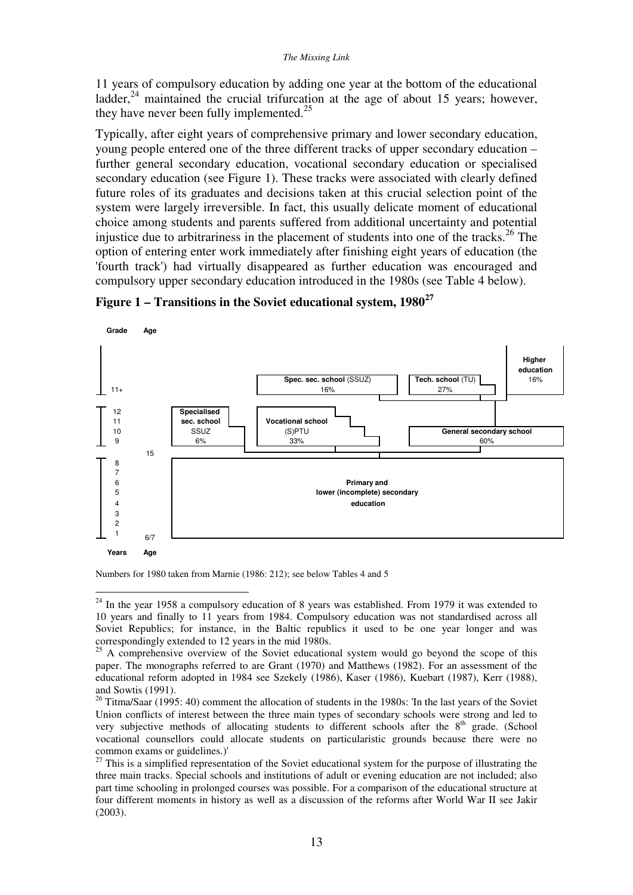11 years of compulsory education by adding one year at the bottom of the educational ladder,[24] maintained the crucial trifurcation at the age of about 15 years; however, they have never been fully implemented.[25]

Typically, after eight years of comprehensive primary and lower secondary education, young people entered one of the three different tracks of upper secondary education – further general secondary education, vocational secondary education or specialised secondary education (see Figure 1). These tracks were associated with clearly defined future roles of its graduates and decisions taken at this crucial selection point of the system were largely irreversible. In fact, this usually delicate moment of educational choice among students and parents suffered from additional uncertainty and potential injustice due to arbitrariness in the placement of students into one of the tracks.[26] The option of entering enter work immediately after finishing eight years of education (the 'fourth track') had virtually disappeared as further education was encouraged and compulsory upper secondary education introduced in the 1980s (see Table 4 below).

**Figure 1 – Transitions in the Soviet educational system, 1980[27]**

| Grade | Age | | | | |
|---|---|---|---|---|---|
| 11+ | | | **Spec. sec. school** (SSUZ) 16% | **Tech. school** (TU) 27% | **Higher education** 16% |
| 12, 11, 10, 9 | 15 | **Specialised sec. school** SSUZ 6% | **Vocational school** (S)PTU 33% | **General secondary school** 60% | |
| 8, 7, 6, 5, 4, 3, 2, 1 | 6/7 | **Primary and lower (incomplete) secondary education** | | | |
| Years | Age | | | | |

Numbers for 1980 taken from Marnie (1986: 212); see below Tables 4 and 5

---

[24] In the year 1958 a compulsory education of 8 years was established. From 1979 it was extended to 10 years and finally to 11 years from 1984. Compulsory education was not standardised across all Soviet Republics; for instance, in the Baltic republics it used to be one year longer and was correspondingly extended to 12 years in the mid 1980s.

[25] A comprehensive overview of the Soviet educational system would go beyond the scope of this paper. The monographs referred to are Grant (1970) and Matthews (1982). For an assessment of the educational reform adopted in 1984 see Szekely (1986), Kaser (1986), Kuebart (1987), Kerr (1988), and Sowtis (1991).

[26] Titma/Saar (1995: 40) comment the allocation of students in the 1980s: 'In the last years of the Soviet Union conflicts of interest between the three main types of secondary schools were strong and led to very subjective methods of allocating students to different schools after the 8th grade. (School vocational counsellors could allocate students on particularistic grounds because there were no common exams or guidelines.)'

[27] This is a simplified representation of the Soviet educational system for the purpose of illustrating the three main tracks. Special schools and institutions of adult or evening education are not included; also part time schooling in prolonged courses was possible. For a comparison of the educational structure at four different moments in history as well as a discussion of the reforms after World War II see Jakir (2003).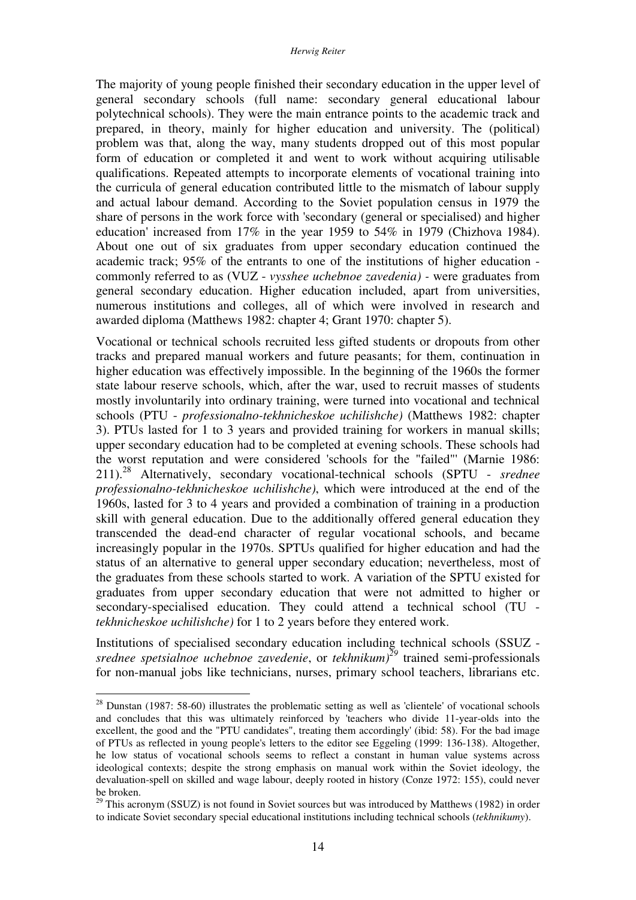The majority of young people finished their secondary education in the upper level of general secondary schools (full name: secondary general educational labour polytechnical schools). They were the main entrance points to the academic track and prepared, in theory, mainly for higher education and university. The (political) problem was that, along the way, many students dropped out of this most popular form of education or completed it and went to work without acquiring utilisable qualifications. Repeated attempts to incorporate elements of vocational training into the curricula of general education contributed little to the mismatch of labour supply and actual labour demand. According to the Soviet population census in 1979 the share of persons in the work force with 'secondary (general or specialised) and higher education' increased from 17% in the year 1959 to 54% in 1979 (Chizhova 1984). About one out of six graduates from upper secondary education continued the academic track; 95% of the entrants to one of the institutions of higher education - commonly referred to as (VUZ - *vysshee uchebnoe zavedenia)* - were graduates from general secondary education. Higher education included, apart from universities, numerous institutions and colleges, all of which were involved in research and awarded diploma (Matthews 1982: chapter 4; Grant 1970: chapter 5).

Vocational or technical schools recruited less gifted students or dropouts from other tracks and prepared manual workers and future peasants; for them, continuation in higher education was effectively impossible. In the beginning of the 1960s the former state labour reserve schools, which, after the war, used to recruit masses of students mostly involuntarily into ordinary training, were turned into vocational and technical schools (PTU - *professionalno-tekhnicheskoe uchilishche)* (Matthews 1982: chapter 3). PTUs lasted for 1 to 3 years and provided training for workers in manual skills; upper secondary education had to be completed at evening schools. These schools had the worst reputation and were considered 'schools for the "failed"' (Marnie 1986: 211).[28] Alternatively, secondary vocational-technical schools (SPTU - *srednee professionalno-tekhnicheskoe uchilishche)*, which were introduced at the end of the 1960s, lasted for 3 to 4 years and provided a combination of training in a production skill with general education. Due to the additionally offered general education they transcended the dead-end character of regular vocational schools, and became increasingly popular in the 1970s. SPTUs qualified for higher education and had the status of an alternative to general upper secondary education; nevertheless, most of the graduates from these schools started to work. A variation of the SPTU existed for graduates from upper secondary education that were not admitted to higher or secondary-specialised education. They could attend a technical school (TU - *tekhnicheskoe uchilishche)* for 1 to 2 years before they entered work.

Institutions of specialised secondary education including technical schools (SSUZ - *srednee spetsialnoe uchebnoe zavedenie*, or *tekhnikum)*[29] trained semi-professionals for non-manual jobs like technicians, nurses, primary school teachers, librarians etc.

---

[28] Dunstan (1987: 58-60) illustrates the problematic setting as well as 'clientele' of vocational schools and concludes that this was ultimately reinforced by 'teachers who divide 11-year-olds into the excellent, the good and the "PTU candidates", treating them accordingly' (ibid: 58). For the bad image of PTUs as reflected in young people's letters to the editor see Eggeling (1999: 136-138). Altogether, he low status of vocational schools seems to reflect a constant in human value systems across ideological contexts; despite the strong emphasis on manual work within the Soviet ideology, the devaluation-spell on skilled and wage labour, deeply rooted in history (Conze 1972: 155), could never be broken.

[29] This acronym (SSUZ) is not found in Soviet sources but was introduced by Matthews (1982) in order to indicate Soviet secondary special educational institutions including technical schools (*tekhnikumy*).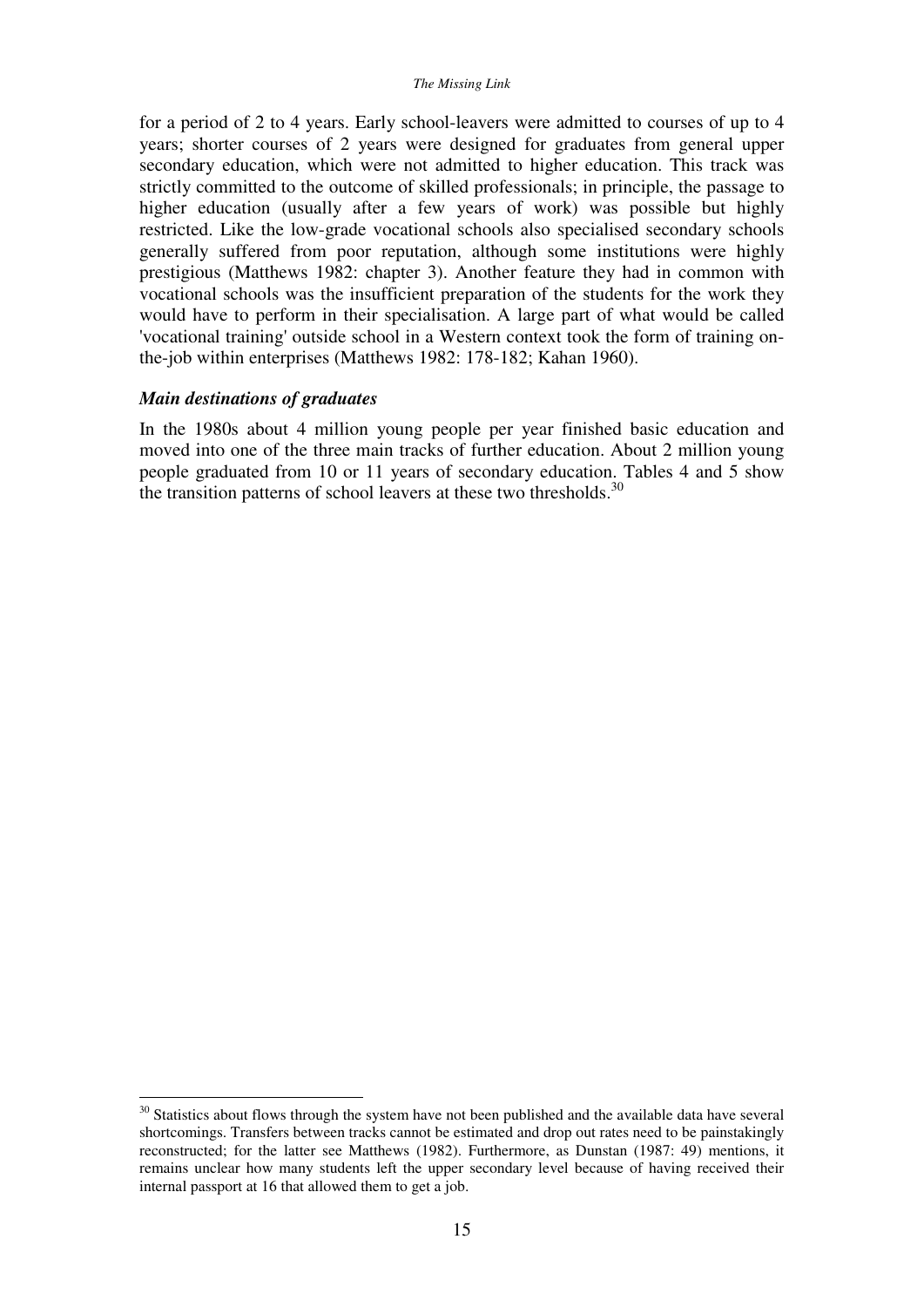for a period of 2 to 4 years. Early school-leavers were admitted to courses of up to 4 years; shorter courses of 2 years were designed for graduates from general upper secondary education, which were not admitted to higher education. This track was strictly committed to the outcome of skilled professionals; in principle, the passage to higher education (usually after a few years of work) was possible but highly restricted. Like the low-grade vocational schools also specialised secondary schools generally suffered from poor reputation, although some institutions were highly prestigious (Matthews 1982: chapter 3). Another feature they had in common with vocational schools was the insufficient preparation of the students for the work they would have to perform in their specialisation. A large part of what would be called 'vocational training' outside school in a Western context took the form of training on-the-job within enterprises (Matthews 1982: 178-182; Kahan 1960).

### *Main destinations of graduates*

In the 1980s about 4 million young people per year finished basic education and moved into one of the three main tracks of further education. About 2 million young people graduated from 10 or 11 years of secondary education. Tables 4 and 5 show the transition patterns of school leavers at these two thresholds.[30]

---

[30] Statistics about flows through the system have not been published and the available data have several shortcomings. Transfers between tracks cannot be estimated and drop out rates need to be painstakingly reconstructed; for the latter see Matthews (1982). Furthermore, as Dunstan (1987: 49) mentions, it remains unclear how many students left the upper secondary level because of having received their internal passport at 16 that allowed them to get a job.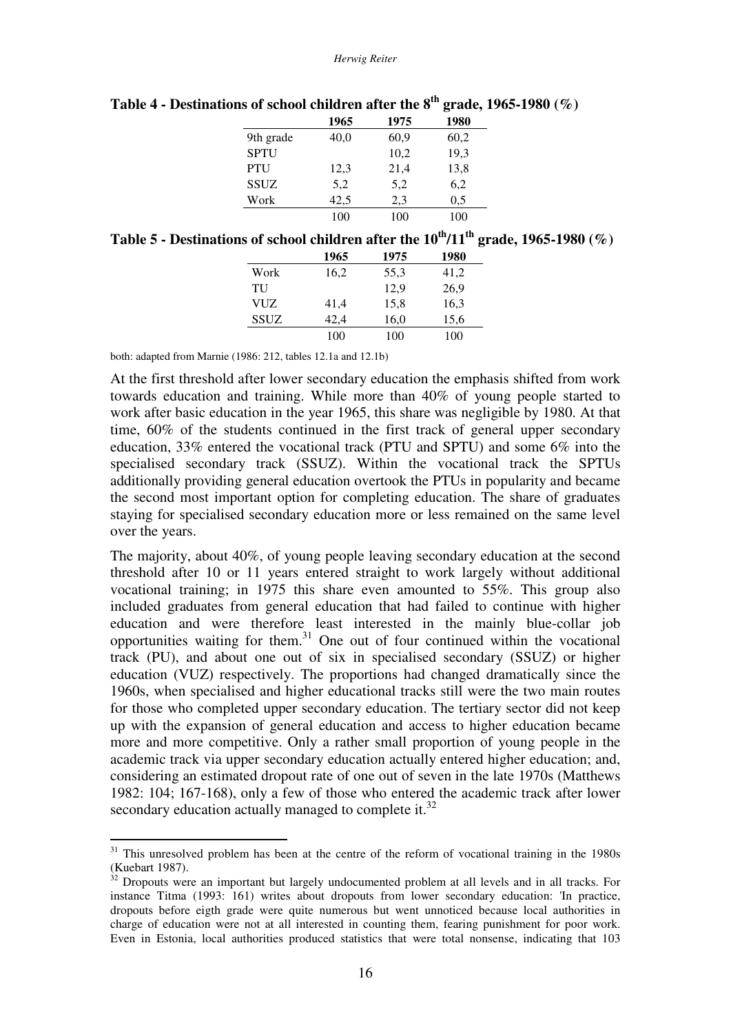**Table 4 - Destinations of school children after the 8th grade, 1965-1980 (%)**

| | 1965 | 1975 | 1980 |
|---|---|---|---|
| 9th grade | 40,0 | 60,9 | 60,2 |
| SPTU | | 10,2 | 19,3 |
| PTU | 12,3 | 21,4 | 13,8 |
| SSUZ | 5,2 | 5,2 | 6,2 |
| Work | 42,5 | 2,3 | 0,5 |
| | 100 | 100 | 100 |

**Table 5 - Destinations of school children after the 10th/11th grade, 1965-1980 (%)**

| | 1965 | 1975 | 1980 |
|---|---|---|---|
| Work | 16,2 | 55,3 | 41,2 |
| TU | | 12,9 | 26,9 |
| VUZ | 41,4 | 15,8 | 16,3 |
| SSUZ | 42,4 | 16,0 | 15,6 |
| | 100 | 100 | 100 |

both: adapted from Marnie (1986: 212, tables 12.1a and 12.1b)

At the first threshold after lower secondary education the emphasis shifted from work towards education and training. While more than 40% of young people started to work after basic education in the year 1965, this share was negligible by 1980. At that time, 60% of the students continued in the first track of general upper secondary education, 33% entered the vocational track (PTU and SPTU) and some 6% into the specialised secondary track (SSUZ). Within the vocational track the SPTUs additionally providing general education overtook the PTUs in popularity and became the second most important option for completing education. The share of graduates staying for specialised secondary education more or less remained on the same level over the years.

The majority, about 40%, of young people leaving secondary education at the second threshold after 10 or 11 years entered straight to work largely without additional vocational training; in 1975 this share even amounted to 55%. This group also included graduates from general education that had failed to continue with higher education and were therefore least interested in the mainly blue-collar job opportunities waiting for them.[31] One out of four continued within the vocational track (PU), and about one out of six in specialised secondary (SSUZ) or higher education (VUZ) respectively. The proportions had changed dramatically since the 1960s, when specialised and higher educational tracks still were the two main routes for those who completed upper secondary education. The tertiary sector did not keep up with the expansion of general education and access to higher education became more and more competitive. Only a rather small proportion of young people in the academic track via upper secondary education actually entered higher education; and, considering an estimated dropout rate of one out of seven in the late 1970s (Matthews 1982: 104; 167-168), only a few of those who entered the academic track after lower secondary education actually managed to complete it.[32]

---

[31] This unresolved problem has been at the centre of the reform of vocational training in the 1980s (Kuebart 1987).

[32] Dropouts were an important but largely undocumented problem at all levels and in all tracks. For instance Titma (1993: 161) writes about dropouts from lower secondary education: 'In practice, dropouts before eigth grade were quite numerous but went unnoticed because local authorities in charge of education were not at all interested in counting them, fearing punishment for poor work. Even in Estonia, local authorities produced statistics that were total nonsense, indicating that 103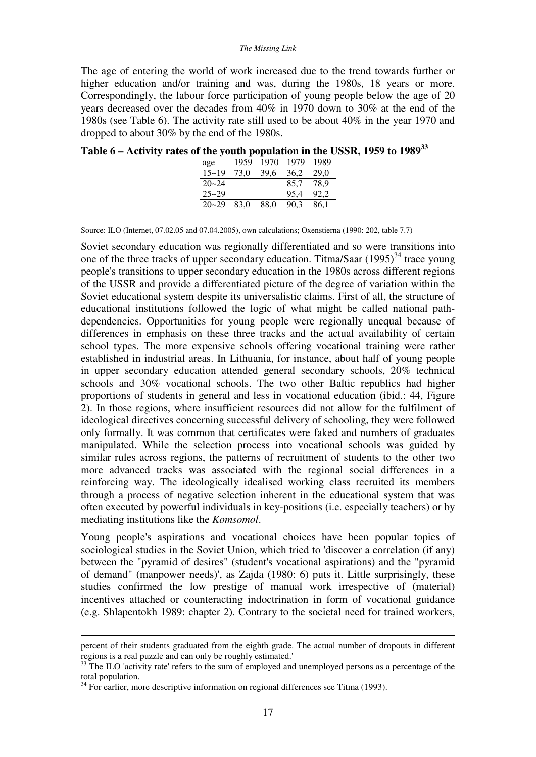The age of entering the world of work increased due to the trend towards further or higher education and/or training and was, during the 1980s, 18 years or more. Correspondingly, the labour force participation of young people below the age of 20 years decreased over the decades from 40% in 1970 down to 30% at the end of the 1980s (see Table 6). The activity rate still used to be about 40% in the year 1970 and dropped to about 30% by the end of the 1980s.

**Table 6 – Activity rates of the youth population in the USSR, 1959 to 1989[33]**

| age | 1959 | 1970 | 1979 | 1989 |
|---|---|---|---|---|
| 15~19 | 73,0 | 39,6 | 36,2 | 29,0 |
| 20~24 | | | 85,7 | 78,9 |
| 25~29 | | | 95,4 | 92,2 |
| 20~29 | 83,0 | 88,0 | 90,3 | 86,1 |

Source: ILO (Internet, 07.02.05 and 07.04.2005), own calculations; Oxenstierna (1990: 202, table 7.7)

Soviet secondary education was regionally differentiated and so were transitions into one of the three tracks of upper secondary education. Titma/Saar (1995)[34] trace young people's transitions to upper secondary education in the 1980s across different regions of the USSR and provide a differentiated picture of the degree of variation within the Soviet educational system despite its universalistic claims. First of all, the structure of educational institutions followed the logic of what might be called national path-dependencies. Opportunities for young people were regionally unequal because of differences in emphasis on these three tracks and the actual availability of certain school types. The more expensive schools offering vocational training were rather established in industrial areas. In Lithuania, for instance, about half of young people in upper secondary education attended general secondary schools, 20% technical schools and 30% vocational schools. The two other Baltic republics had higher proportions of students in general and less in vocational education (ibid.: 44, Figure 2). In those regions, where insufficient resources did not allow for the fulfilment of ideological directives concerning successful delivery of schooling, they were followed only formally. It was common that certificates were faked and numbers of graduates manipulated. While the selection process into vocational schools was guided by similar rules across regions, the patterns of recruitment of students to the other two more advanced tracks was associated with the regional social differences in a reinforcing way. The ideologically idealised working class recruited its members through a process of negative selection inherent in the educational system that was often executed by powerful individuals in key-positions (i.e. especially teachers) or by mediating institutions like the *Komsomol*.

Young people's aspirations and vocational choices have been popular topics of sociological studies in the Soviet Union, which tried to 'discover a correlation (if any) between the "pyramid of desires" (student's vocational aspirations) and the "pyramid of demand" (manpower needs)', as Zajda (1980: 6) puts it. Little surprisingly, these studies confirmed the low prestige of manual work irrespective of (material) incentives attached or counteracting indoctrination in form of vocational guidance (e.g. Shlapentokh 1989: chapter 2). Contrary to the societal need for trained workers,

---

percent of their students graduated from the eighth grade. The actual number of dropouts in different regions is a real puzzle and can only be roughly estimated.'

[33] The ILO 'activity rate' refers to the sum of employed and unemployed persons as a percentage of the total population.

[34] For earlier, more descriptive information on regional differences see Titma (1993).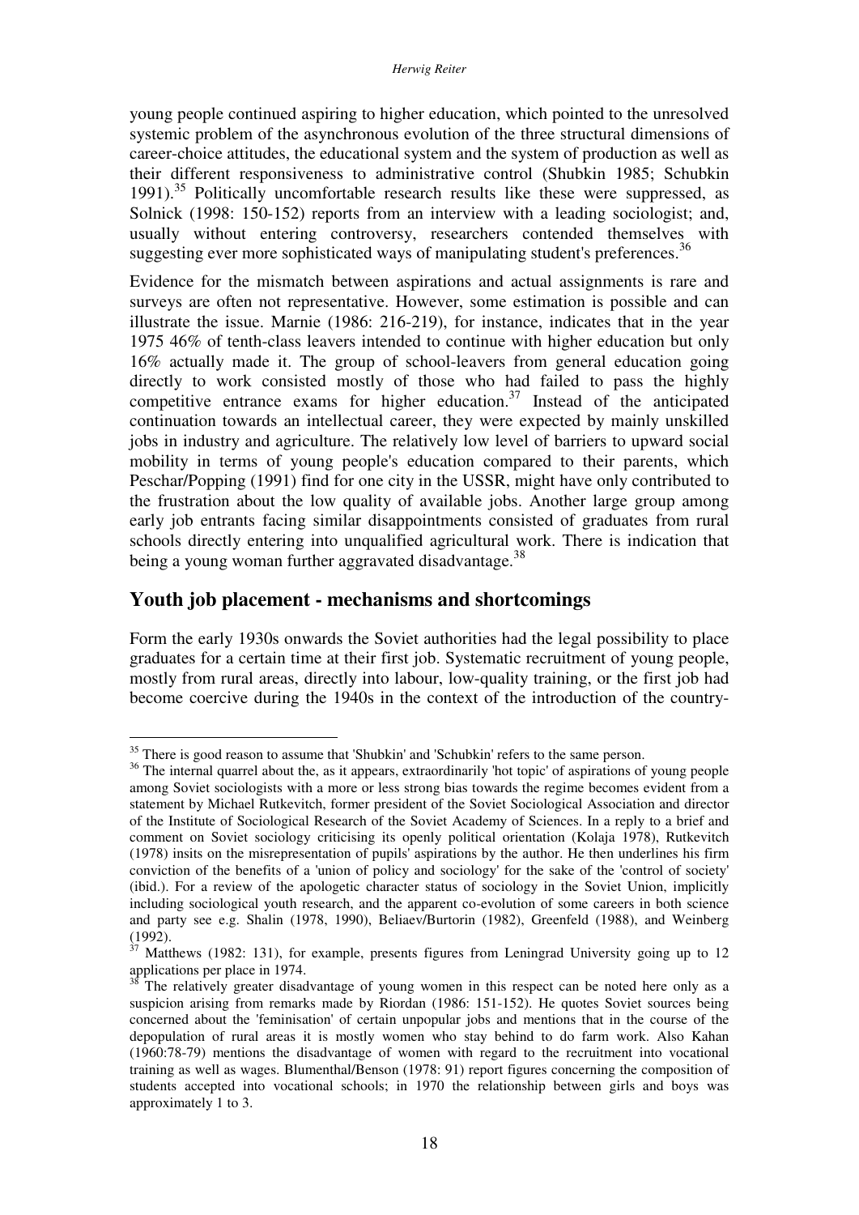young people continued aspiring to higher education, which pointed to the unresolved systemic problem of the asynchronous evolution of the three structural dimensions of career-choice attitudes, the educational system and the system of production as well as their different responsiveness to administrative control (Shubkin 1985; Schubkin 1991).[35] Politically uncomfortable research results like these were suppressed, as Solnick (1998: 150-152) reports from an interview with a leading sociologist; and, usually without entering controversy, researchers contended themselves with suggesting ever more sophisticated ways of manipulating student's preferences.[36]

Evidence for the mismatch between aspirations and actual assignments is rare and surveys are often not representative. However, some estimation is possible and can illustrate the issue. Marnie (1986: 216-219), for instance, indicates that in the year 1975 46% of tenth-class leavers intended to continue with higher education but only 16% actually made it. The group of school-leavers from general education going directly to work consisted mostly of those who had failed to pass the highly competitive entrance exams for higher education.[37] Instead of the anticipated continuation towards an intellectual career, they were expected by mainly unskilled jobs in industry and agriculture. The relatively low level of barriers to upward social mobility in terms of young people's education compared to their parents, which Peschar/Popping (1991) find for one city in the USSR, might have only contributed to the frustration about the low quality of available jobs. Another large group among early job entrants facing similar disappointments consisted of graduates from rural schools directly entering into unqualified agricultural work. There is indication that being a young woman further aggravated disadvantage.[38]

## Youth job placement - mechanisms and shortcomings

Form the early 1930s onwards the Soviet authorities had the legal possibility to place graduates for a certain time at their first job. Systematic recruitment of young people, mostly from rural areas, directly into labour, low-quality training, or the first job had become coercive during the 1940s in the context of the introduction of the country-

---

[35] There is good reason to assume that 'Shubkin' and 'Schubkin' refers to the same person.

[36] The internal quarrel about the, as it appears, extraordinarily 'hot topic' of aspirations of young people among Soviet sociologists with a more or less strong bias towards the regime becomes evident from a statement by Michael Rutkevitch, former president of the Soviet Sociological Association and director of the Institute of Sociological Research of the Soviet Academy of Sciences. In a reply to a brief and comment on Soviet sociology criticising its openly political orientation (Kolaja 1978), Rutkevitch (1978) insits on the misrepresentation of pupils' aspirations by the author. He then underlines his firm conviction of the benefits of a 'union of policy and sociology' for the sake of the 'control of society' (ibid.). For a review of the apologetic character status of sociology in the Soviet Union, implicitly including sociological youth research, and the apparent co-evolution of some careers in both science and party see e.g. Shalin (1978, 1990), Beliaev/Burtorin (1982), Greenfeld (1988), and Weinberg (1992).

[37] Matthews (1982: 131), for example, presents figures from Leningrad University going up to 12 applications per place in 1974.

[38] The relatively greater disadvantage of young women in this respect can be noted here only as a suspicion arising from remarks made by Riordan (1986: 151-152). He quotes Soviet sources being concerned about the 'feminisation' of certain unpopular jobs and mentions that in the course of the depopulation of rural areas it is mostly women who stay behind to do farm work. Also Kahan (1960:78-79) mentions the disadvantage of women with regard to the recruitment into vocational training as well as wages. Blumenthal/Benson (1978: 91) report figures concerning the composition of students accepted into vocational schools; in 1970 the relationship between girls and boys was approximately 1 to 3.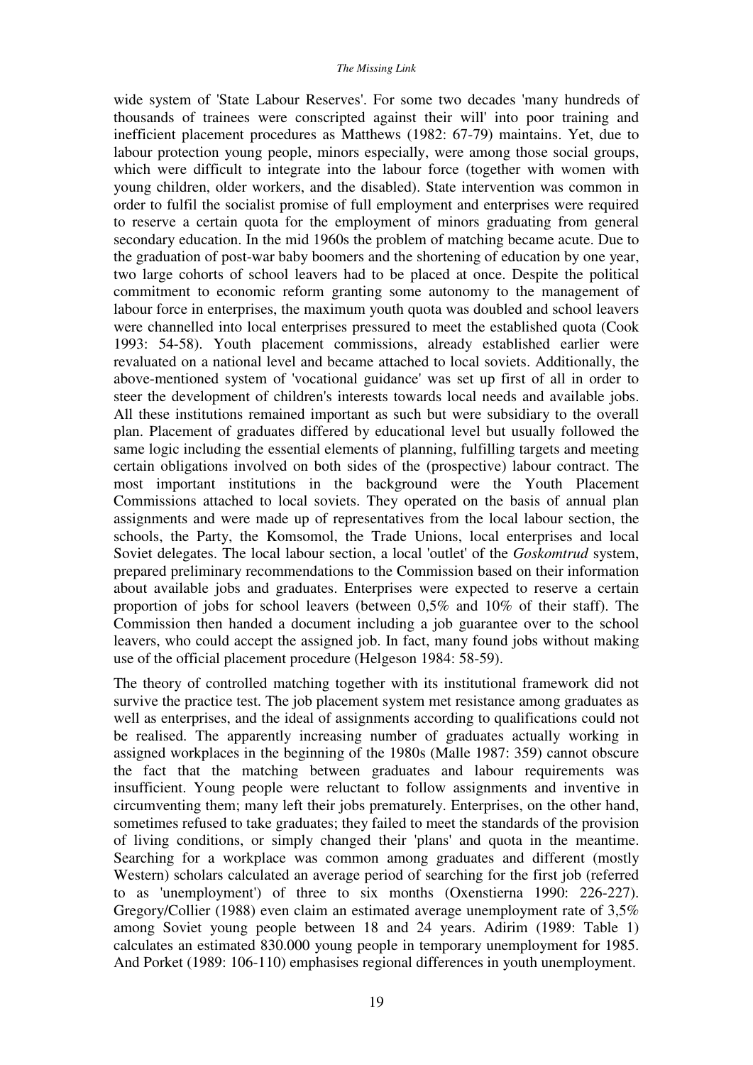wide system of 'State Labour Reserves'. For some two decades 'many hundreds of thousands of trainees were conscripted against their will' into poor training and inefficient placement procedures as Matthews (1982: 67-79) maintains. Yet, due to labour protection young people, minors especially, were among those social groups, which were difficult to integrate into the labour force (together with women with young children, older workers, and the disabled). State intervention was common in order to fulfil the socialist promise of full employment and enterprises were required to reserve a certain quota for the employment of minors graduating from general secondary education. In the mid 1960s the problem of matching became acute. Due to the graduation of post-war baby boomers and the shortening of education by one year, two large cohorts of school leavers had to be placed at once. Despite the political commitment to economic reform granting some autonomy to the management of labour force in enterprises, the maximum youth quota was doubled and school leavers were channelled into local enterprises pressured to meet the established quota (Cook 1993: 54-58). Youth placement commissions, already established earlier were revaluated on a national level and became attached to local soviets. Additionally, the above-mentioned system of 'vocational guidance' was set up first of all in order to steer the development of children's interests towards local needs and available jobs. All these institutions remained important as such but were subsidiary to the overall plan. Placement of graduates differed by educational level but usually followed the same logic including the essential elements of planning, fulfilling targets and meeting certain obligations involved on both sides of the (prospective) labour contract. The most important institutions in the background were the Youth Placement Commissions attached to local soviets. They operated on the basis of annual plan assignments and were made up of representatives from the local labour section, the schools, the Party, the Komsomol, the Trade Unions, local enterprises and local Soviet delegates. The local labour section, a local 'outlet' of the *Goskomtrud* system, prepared preliminary recommendations to the Commission based on their information about available jobs and graduates. Enterprises were expected to reserve a certain proportion of jobs for school leavers (between 0,5% and 10% of their staff). The Commission then handed a document including a job guarantee over to the school leavers, who could accept the assigned job. In fact, many found jobs without making use of the official placement procedure (Helgeson 1984: 58-59).

The theory of controlled matching together with its institutional framework did not survive the practice test. The job placement system met resistance among graduates as well as enterprises, and the ideal of assignments according to qualifications could not be realised. The apparently increasing number of graduates actually working in assigned workplaces in the beginning of the 1980s (Malle 1987: 359) cannot obscure the fact that the matching between graduates and labour requirements was insufficient. Young people were reluctant to follow assignments and inventive in circumventing them; many left their jobs prematurely. Enterprises, on the other hand, sometimes refused to take graduates; they failed to meet the standards of the provision of living conditions, or simply changed their 'plans' and quota in the meantime. Searching for a workplace was common among graduates and different (mostly Western) scholars calculated an average period of searching for the first job (referred to as 'unemployment') of three to six months (Oxenstierna 1990: 226-227). Gregory/Collier (1988) even claim an estimated average unemployment rate of 3,5% among Soviet young people between 18 and 24 years. Adirim (1989: Table 1) calculates an estimated 830.000 young people in temporary unemployment for 1985. And Porket (1989: 106-110) emphasises regional differences in youth unemployment.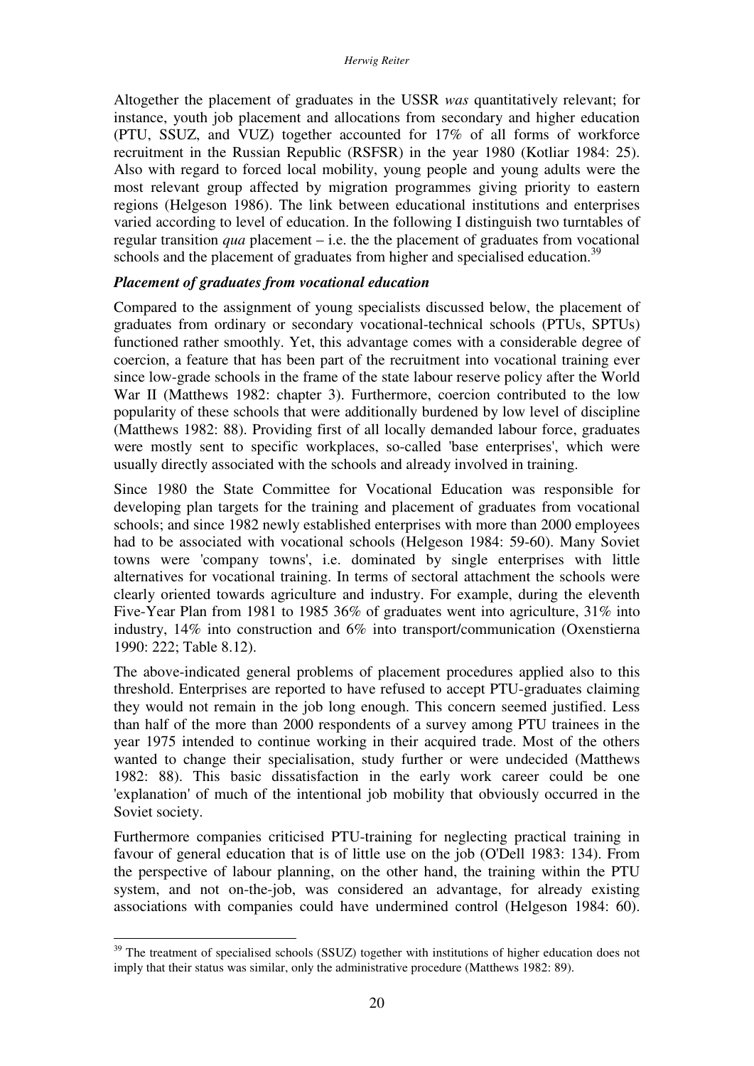Altogether the placement of graduates in the USSR *was* quantitatively relevant; for instance, youth job placement and allocations from secondary and higher education (PTU, SSUZ, and VUZ) together accounted for 17% of all forms of workforce recruitment in the Russian Republic (RSFSR) in the year 1980 (Kotliar 1984: 25). Also with regard to forced local mobility, young people and young adults were the most relevant group affected by migration programmes giving priority to eastern regions (Helgeson 1986). The link between educational institutions and enterprises varied according to level of education. In the following I distinguish two turntables of regular transition *qua* placement – i.e. the the placement of graduates from vocational schools and the placement of graduates from higher and specialised education.[39]

***Placement of graduates from vocational education***

Compared to the assignment of young specialists discussed below, the placement of graduates from ordinary or secondary vocational-technical schools (PTUs, SPTUs) functioned rather smoothly. Yet, this advantage comes with a considerable degree of coercion, a feature that has been part of the recruitment into vocational training ever since low-grade schools in the frame of the state labour reserve policy after the World War II (Matthews 1982: chapter 3). Furthermore, coercion contributed to the low popularity of these schools that were additionally burdened by low level of discipline (Matthews 1982: 88). Providing first of all locally demanded labour force, graduates were mostly sent to specific workplaces, so-called 'base enterprises', which were usually directly associated with the schools and already involved in training.

Since 1980 the State Committee for Vocational Education was responsible for developing plan targets for the training and placement of graduates from vocational schools; and since 1982 newly established enterprises with more than 2000 employees had to be associated with vocational schools (Helgeson 1984: 59-60). Many Soviet towns were 'company towns', i.e. dominated by single enterprises with little alternatives for vocational training. In terms of sectoral attachment the schools were clearly oriented towards agriculture and industry. For example, during the eleventh Five-Year Plan from 1981 to 1985 36% of graduates went into agriculture, 31% into industry, 14% into construction and 6% into transport/communication (Oxenstierna 1990: 222; Table 8.12).

The above-indicated general problems of placement procedures applied also to this threshold. Enterprises are reported to have refused to accept PTU-graduates claiming they would not remain in the job long enough. This concern seemed justified. Less than half of the more than 2000 respondents of a survey among PTU trainees in the year 1975 intended to continue working in their acquired trade. Most of the others wanted to change their specialisation, study further or were undecided (Matthews 1982: 88). This basic dissatisfaction in the early work career could be one 'explanation' of much of the intentional job mobility that obviously occurred in the Soviet society.

Furthermore companies criticised PTU-training for neglecting practical training in favour of general education that is of little use on the job (O'Dell 1983: 134). From the perspective of labour planning, on the other hand, the training within the PTU system, and not on-the-job, was considered an advantage, for already existing associations with companies could have undermined control (Helgeson 1984: 60).

[39] The treatment of specialised schools (SSUZ) together with institutions of higher education does not imply that their status was similar, only the administrative procedure (Matthews 1982: 89).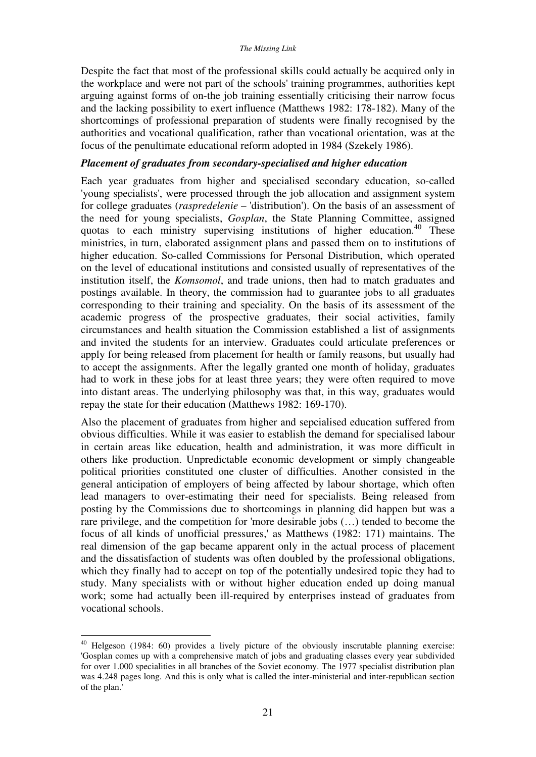Despite the fact that most of the professional skills could actually be acquired only in the workplace and were not part of the schools' training programmes, authorities kept arguing against forms of on-the job training essentially criticising their narrow focus and the lacking possibility to exert influence (Matthews 1982: 178-182). Many of the shortcomings of professional preparation of students were finally recognised by the authorities and vocational qualification, rather than vocational orientation, was at the focus of the penultimate educational reform adopted in 1984 (Szekely 1986).

### *Placement of graduates from secondary-specialised and higher education*

Each year graduates from higher and specialised secondary education, so-called 'young specialists', were processed through the job allocation and assignment system for college graduates (*raspredelenie* – 'distribution'). On the basis of an assessment of the need for young specialists, *Gosplan*, the State Planning Committee, assigned quotas to each ministry supervising institutions of higher education.[40] These ministries, in turn, elaborated assignment plans and passed them on to institutions of higher education. So-called Commissions for Personal Distribution, which operated on the level of educational institutions and consisted usually of representatives of the institution itself, the *Komsomol*, and trade unions, then had to match graduates and postings available. In theory, the commission had to guarantee jobs to all graduates corresponding to their training and speciality. On the basis of its assessment of the academic progress of the prospective graduates, their social activities, family circumstances and health situation the Commission established a list of assignments and invited the students for an interview. Graduates could articulate preferences or apply for being released from placement for health or family reasons, but usually had to accept the assignments. After the legally granted one month of holiday, graduates had to work in these jobs for at least three years; they were often required to move into distant areas. The underlying philosophy was that, in this way, graduates would repay the state for their education (Matthews 1982: 169-170).

Also the placement of graduates from higher and sepcialised education suffered from obvious difficulties. While it was easier to establish the demand for specialised labour in certain areas like education, health and administration, it was more difficult in others like production. Unpredictable economic development or simply changeable political priorities constituted one cluster of difficulties. Another consisted in the general anticipation of employers of being affected by labour shortage, which often lead managers to over-estimating their need for specialists. Being released from posting by the Commissions due to shortcomings in planning did happen but was a rare privilege, and the competition for 'more desirable jobs (…) tended to become the focus of all kinds of unofficial pressures,' as Matthews (1982: 171) maintains. The real dimension of the gap became apparent only in the actual process of placement and the dissatisfaction of students was often doubled by the professional obligations, which they finally had to accept on top of the potentially undesired topic they had to study. Many specialists with or without higher education ended up doing manual work; some had actually been ill-required by enterprises instead of graduates from vocational schools.

[40] Helgeson (1984: 60) provides a lively picture of the obviously inscrutable planning exercise: 'Gosplan comes up with a comprehensive match of jobs and graduating classes every year subdivided for over 1.000 specialities in all branches of the Soviet economy. The 1977 specialist distribution plan was 4.248 pages long. And this is only what is called the inter-ministerial and inter-republican section of the plan.'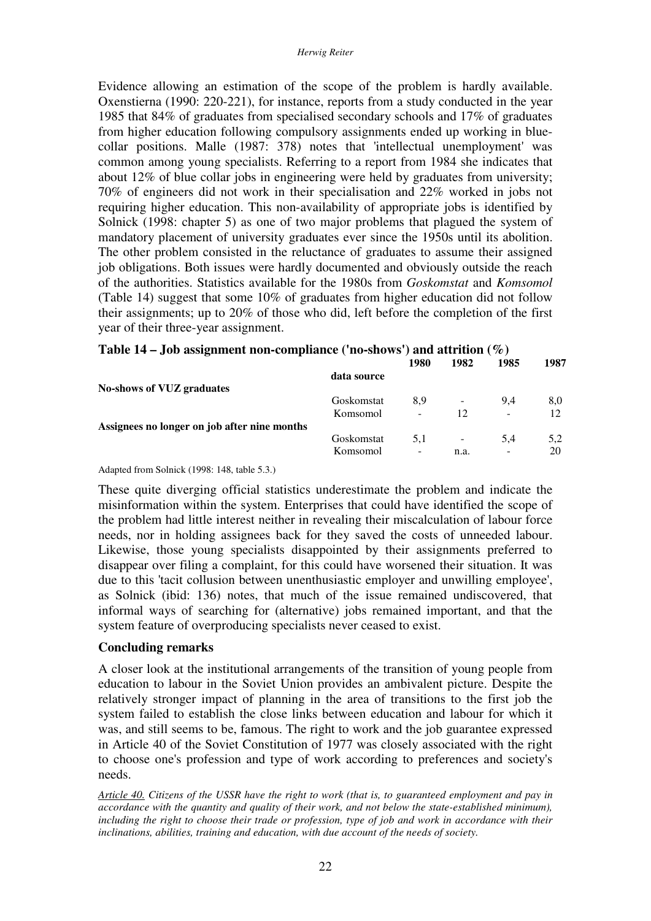Evidence allowing an estimation of the scope of the problem is hardly available. Oxenstierna (1990: 220-221), for instance, reports from a study conducted in the year 1985 that 84% of graduates from specialised secondary schools and 17% of graduates from higher education following compulsory assignments ended up working in blue-collar positions. Malle (1987: 378) notes that 'intellectual unemployment' was common among young specialists. Referring to a report from 1984 she indicates that about 12% of blue collar jobs in engineering were held by graduates from university; 70% of engineers did not work in their specialisation and 22% worked in jobs not requiring higher education. This non-availability of appropriate jobs is identified by Solnick (1998: chapter 5) as one of two major problems that plagued the system of mandatory placement of university graduates ever since the 1950s until its abolition. The other problem consisted in the reluctance of graduates to assume their assigned job obligations. Both issues were hardly documented and obviously outside the reach of the authorities. Statistics available for the 1980s from *Goskomstat* and *Komsomol* (Table 14) suggest that some 10% of graduates from higher education did not follow their assignments; up to 20% of those who did, left before the completion of the first year of their three-year assignment.

**Table 14 – Job assignment non-compliance ('no-shows') and attrition (%)**

| | data source | 1980 | 1982 | 1985 | 1987 |
|---|---|---|---|---|---|
| **No-shows of VUZ graduates** | | | | | |
| | Goskomstat | 8,9 | - | 9,4 | 8,0 |
| | Komsomol | - | 12 | - | 12 |
| **Assignees no longer on job after nine months** | | | | | |
| | Goskomstat | 5,1 | - | 5,4 | 5,2 |
| | Komsomol | - | n.a. | - | 20 |

Adapted from Solnick (1998: 148, table 5.3.)

These quite diverging official statistics underestimate the problem and indicate the misinformation within the system. Enterprises that could have identified the scope of the problem had little interest neither in revealing their miscalculation of labour force needs, nor in holding assignees back for they saved the costs of unneeded labour. Likewise, those young specialists disappointed by their assignments preferred to disappear over filing a complaint, for this could have worsened their situation. It was due to this 'tacit collusion between unenthusiastic employer and unwilling employee', as Solnick (ibid: 136) notes, that much of the issue remained undiscovered, that informal ways of searching for (alternative) jobs remained important, and that the system feature of overproducing specialists never ceased to exist.

## Concluding remarks

A closer look at the institutional arrangements of the transition of young people from education to labour in the Soviet Union provides an ambivalent picture. Despite the relatively stronger impact of planning in the area of transitions to the first job the system failed to establish the close links between education and labour for which it was, and still seems to be, famous. The right to work and the job guarantee expressed in Article 40 of the Soviet Constitution of 1977 was closely associated with the right to choose one's profession and type of work according to preferences and society's needs.

*Article 40. Citizens of the USSR have the right to work (that is, to guaranteed employment and pay in accordance with the quantity and quality of their work, and not below the state-established minimum), including the right to choose their trade or profession, type of job and work in accordance with their inclinations, abilities, training and education, with due account of the needs of society.*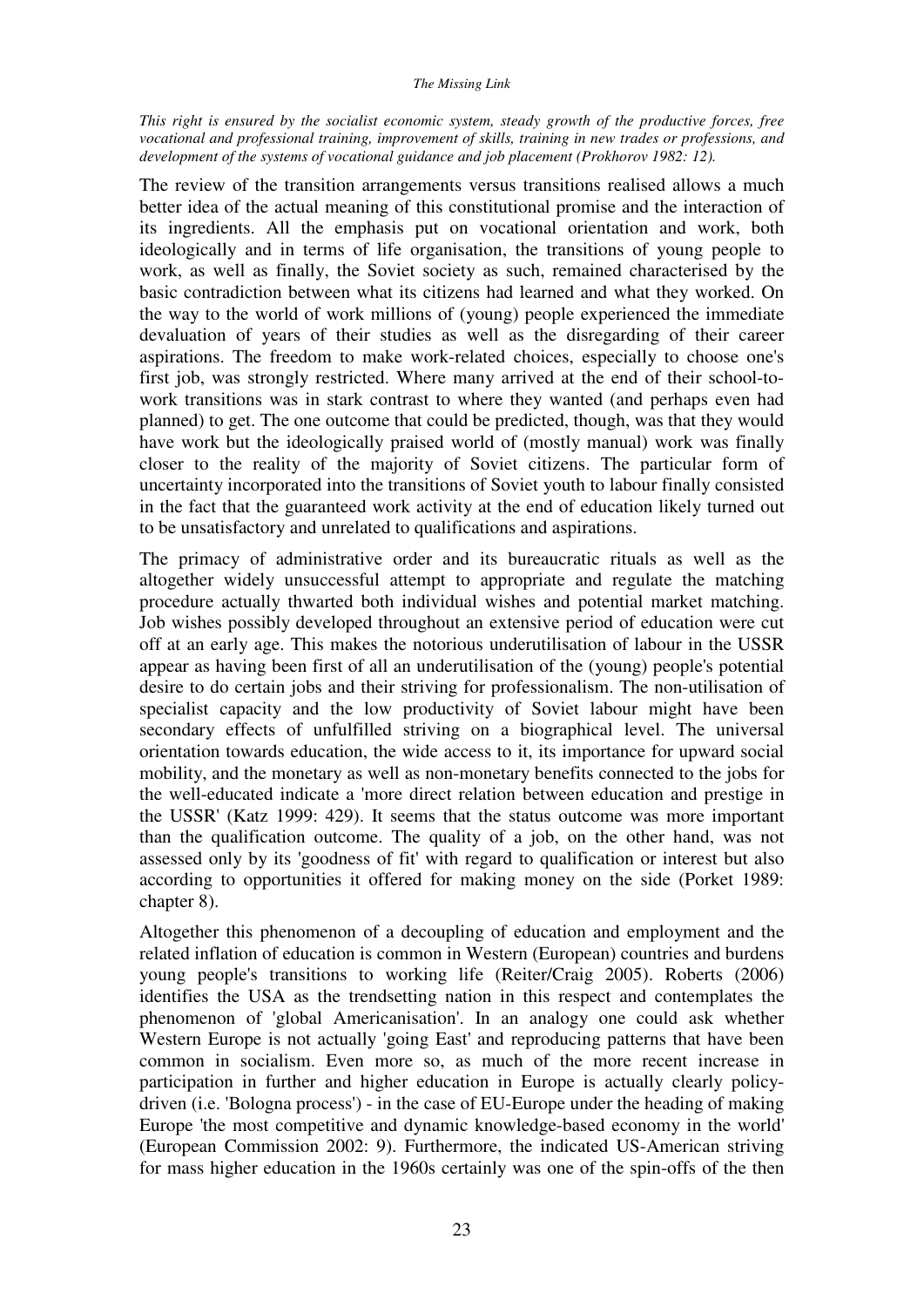*This right is ensured by the socialist economic system, steady growth of the productive forces, free vocational and professional training, improvement of skills, training in new trades or professions, and development of the systems of vocational guidance and job placement (Prokhorov 1982: 12).*

The review of the transition arrangements versus transitions realised allows a much better idea of the actual meaning of this constitutional promise and the interaction of its ingredients. All the emphasis put on vocational orientation and work, both ideologically and in terms of life organisation, the transitions of young people to work, as well as finally, the Soviet society as such, remained characterised by the basic contradiction between what its citizens had learned and what they worked. On the way to the world of work millions of (young) people experienced the immediate devaluation of years of their studies as well as the disregarding of their career aspirations. The freedom to make work-related choices, especially to choose one's first job, was strongly restricted. Where many arrived at the end of their school-to-work transitions was in stark contrast to where they wanted (and perhaps even had planned) to get. The one outcome that could be predicted, though, was that they would have work but the ideologically praised world of (mostly manual) work was finally closer to the reality of the majority of Soviet citizens. The particular form of uncertainty incorporated into the transitions of Soviet youth to labour finally consisted in the fact that the guaranteed work activity at the end of education likely turned out to be unsatisfactory and unrelated to qualifications and aspirations.

The primacy of administrative order and its bureaucratic rituals as well as the altogether widely unsuccessful attempt to appropriate and regulate the matching procedure actually thwarted both individual wishes and potential market matching. Job wishes possibly developed throughout an extensive period of education were cut off at an early age. This makes the notorious underutilisation of labour in the USSR appear as having been first of all an underutilisation of the (young) people's potential desire to do certain jobs and their striving for professionalism. The non-utilisation of specialist capacity and the low productivity of Soviet labour might have been secondary effects of unfulfilled striving on a biographical level. The universal orientation towards education, the wide access to it, its importance for upward social mobility, and the monetary as well as non-monetary benefits connected to the jobs for the well-educated indicate a 'more direct relation between education and prestige in the USSR' (Katz 1999: 429). It seems that the status outcome was more important than the qualification outcome. The quality of a job, on the other hand, was not assessed only by its 'goodness of fit' with regard to qualification or interest but also according to opportunities it offered for making money on the side (Porket 1989: chapter 8).

Altogether this phenomenon of a decoupling of education and employment and the related inflation of education is common in Western (European) countries and burdens young people's transitions to working life (Reiter/Craig 2005). Roberts (2006) identifies the USA as the trendsetting nation in this respect and contemplates the phenomenon of 'global Americanisation'. In an analogy one could ask whether Western Europe is not actually 'going East' and reproducing patterns that have been common in socialism. Even more so, as much of the more recent increase in participation in further and higher education in Europe is actually clearly policy-driven (i.e. 'Bologna process') - in the case of EU-Europe under the heading of making Europe 'the most competitive and dynamic knowledge-based economy in the world' (European Commission 2002: 9). Furthermore, the indicated US-American striving for mass higher education in the 1960s certainly was one of the spin-offs of the then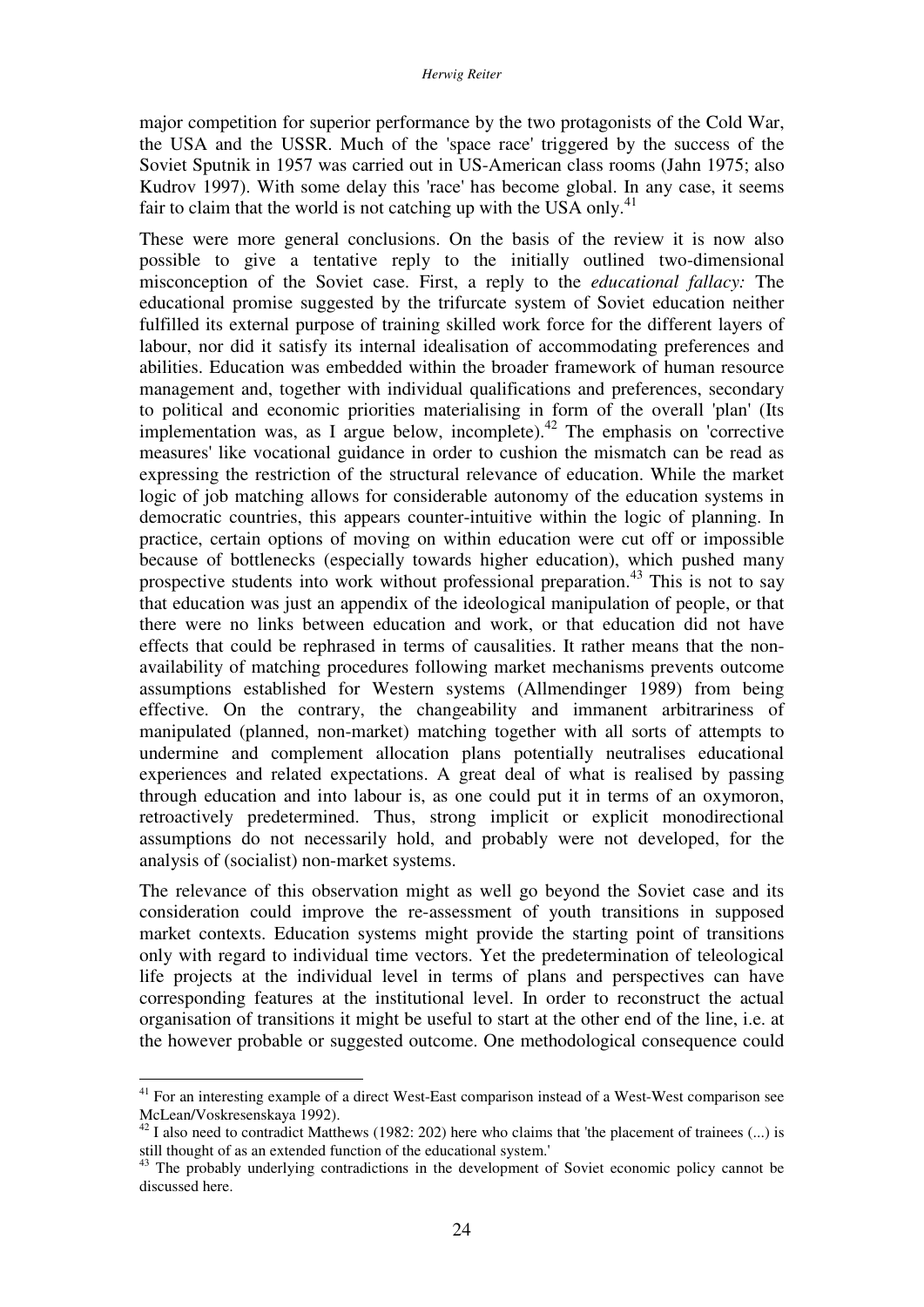major competition for superior performance by the two protagonists of the Cold War, the USA and the USSR. Much of the 'space race' triggered by the success of the Soviet Sputnik in 1957 was carried out in US-American class rooms (Jahn 1975; also Kudrov 1997). With some delay this 'race' has become global. In any case, it seems fair to claim that the world is not catching up with the USA only.[41]

These were more general conclusions. On the basis of the review it is now also possible to give a tentative reply to the initially outlined two-dimensional misconception of the Soviet case. First, a reply to the *educational fallacy:* The educational promise suggested by the trifurcate system of Soviet education neither fulfilled its external purpose of training skilled work force for the different layers of labour, nor did it satisfy its internal idealisation of accommodating preferences and abilities. Education was embedded within the broader framework of human resource management and, together with individual qualifications and preferences, secondary to political and economic priorities materialising in form of the overall 'plan' (Its implementation was, as I argue below, incomplete).[42] The emphasis on 'corrective measures' like vocational guidance in order to cushion the mismatch can be read as expressing the restriction of the structural relevance of education. While the market logic of job matching allows for considerable autonomy of the education systems in democratic countries, this appears counter-intuitive within the logic of planning. In practice, certain options of moving on within education were cut off or impossible because of bottlenecks (especially towards higher education), which pushed many prospective students into work without professional preparation.[43] This is not to say that education was just an appendix of the ideological manipulation of people, or that there were no links between education and work, or that education did not have effects that could be rephrased in terms of causalities. It rather means that the non-availability of matching procedures following market mechanisms prevents outcome assumptions established for Western systems (Allmendinger 1989) from being effective. On the contrary, the changeability and immanent arbitrariness of manipulated (planned, non-market) matching together with all sorts of attempts to undermine and complement allocation plans potentially neutralises educational experiences and related expectations. A great deal of what is realised by passing through education and into labour is, as one could put it in terms of an oxymoron, retroactively predetermined. Thus, strong implicit or explicit monodirectional assumptions do not necessarily hold, and probably were not developed, for the analysis of (socialist) non-market systems.

The relevance of this observation might as well go beyond the Soviet case and its consideration could improve the re-assessment of youth transitions in supposed market contexts. Education systems might provide the starting point of transitions only with regard to individual time vectors. Yet the predetermination of teleological life projects at the individual level in terms of plans and perspectives can have corresponding features at the institutional level. In order to reconstruct the actual organisation of transitions it might be useful to start at the other end of the line, i.e. at the however probable or suggested outcome. One methodological consequence could

---

[41] For an interesting example of a direct West-East comparison instead of a West-West comparison see McLean/Voskresenskaya 1992).

[42] I also need to contradict Matthews (1982: 202) here who claims that 'the placement of trainees (...) is still thought of as an extended function of the educational system.'

[43] The probably underlying contradictions in the development of Soviet economic policy cannot be discussed here.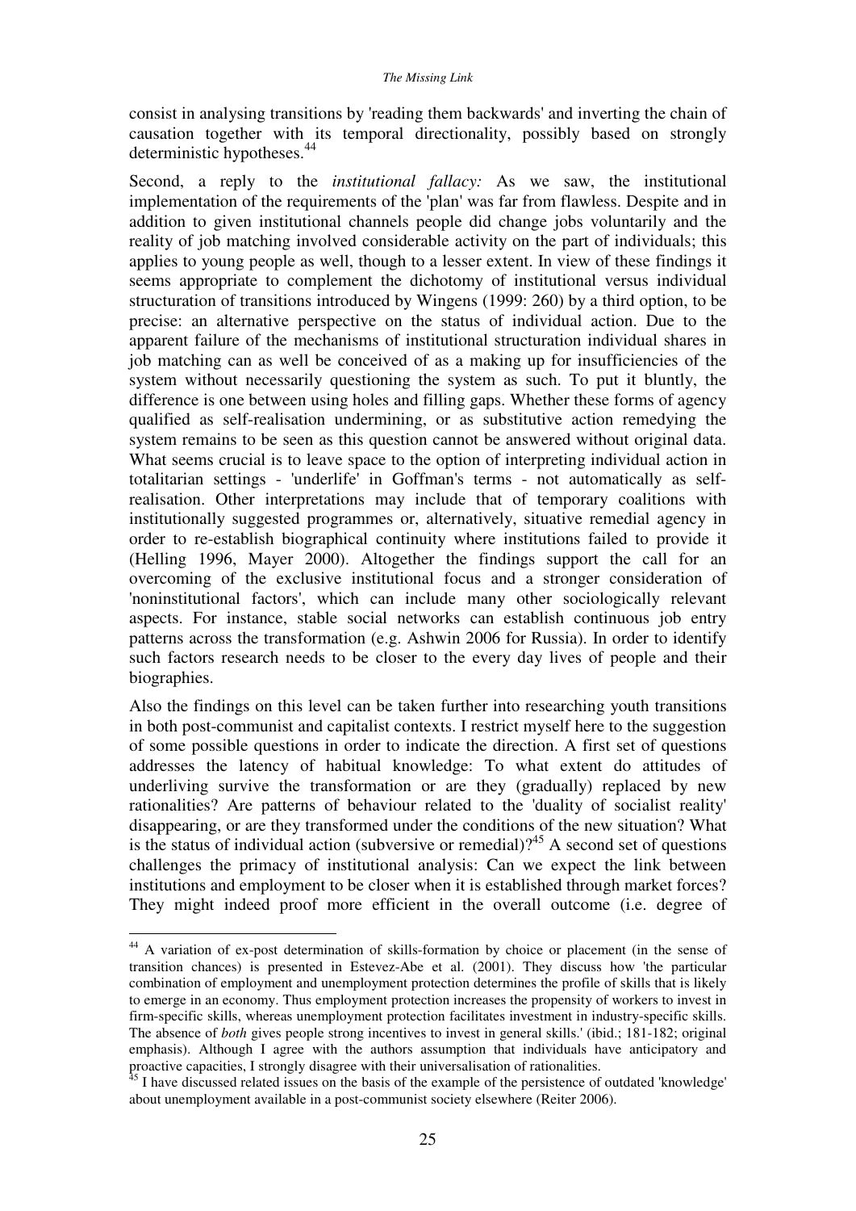consist in analysing transitions by 'reading them backwards' and inverting the chain of causation together with its temporal directionality, possibly based on strongly deterministic hypotheses.[44]

Second, a reply to the *institutional fallacy:* As we saw, the institutional implementation of the requirements of the 'plan' was far from flawless. Despite and in addition to given institutional channels people did change jobs voluntarily and the reality of job matching involved considerable activity on the part of individuals; this applies to young people as well, though to a lesser extent. In view of these findings it seems appropriate to complement the dichotomy of institutional versus individual structuration of transitions introduced by Wingens (1999: 260) by a third option, to be precise: an alternative perspective on the status of individual action. Due to the apparent failure of the mechanisms of institutional structuration individual shares in job matching can as well be conceived of as a making up for insufficiencies of the system without necessarily questioning the system as such. To put it bluntly, the difference is one between using holes and filling gaps. Whether these forms of agency qualified as self-realisation undermining, or as substitutive action remedying the system remains to be seen as this question cannot be answered without original data. What seems crucial is to leave space to the option of interpreting individual action in totalitarian settings - 'underlife' in Goffman's terms - not automatically as self-realisation. Other interpretations may include that of temporary coalitions with institutionally suggested programmes or, alternatively, situative remedial agency in order to re-establish biographical continuity where institutions failed to provide it (Helling 1996, Mayer 2000). Altogether the findings support the call for an overcoming of the exclusive institutional focus and a stronger consideration of 'noninstitutional factors', which can include many other sociologically relevant aspects. For instance, stable social networks can establish continuous job entry patterns across the transformation (e.g. Ashwin 2006 for Russia). In order to identify such factors research needs to be closer to the every day lives of people and their biographies.

Also the findings on this level can be taken further into researching youth transitions in both post-communist and capitalist contexts. I restrict myself here to the suggestion of some possible questions in order to indicate the direction. A first set of questions addresses the latency of habitual knowledge: To what extent do attitudes of underliving survive the transformation or are they (gradually) replaced by new rationalities? Are patterns of behaviour related to the 'duality of socialist reality' disappearing, or are they transformed under the conditions of the new situation? What is the status of individual action (subversive or remedial)?[45] A second set of questions challenges the primacy of institutional analysis: Can we expect the link between institutions and employment to be closer when it is established through market forces? They might indeed proof more efficient in the overall outcome (i.e. degree of

---

[44] A variation of ex-post determination of skills-formation by choice or placement (in the sense of transition chances) is presented in Estevez-Abe et al. (2001). They discuss how 'the particular combination of employment and unemployment protection determines the profile of skills that is likely to emerge in an economy. Thus employment protection increases the propensity of workers to invest in firm-specific skills, whereas unemployment protection facilitates investment in industry-specific skills. The absence of *both* gives people strong incentives to invest in general skills.' (ibid.; 181-182; original emphasis). Although I agree with the authors assumption that individuals have anticipatory and proactive capacities, I strongly disagree with their universalisation of rationalities.

[45] I have discussed related issues on the basis of the example of the persistence of outdated 'knowledge' about unemployment available in a post-communist society elsewhere (Reiter 2006).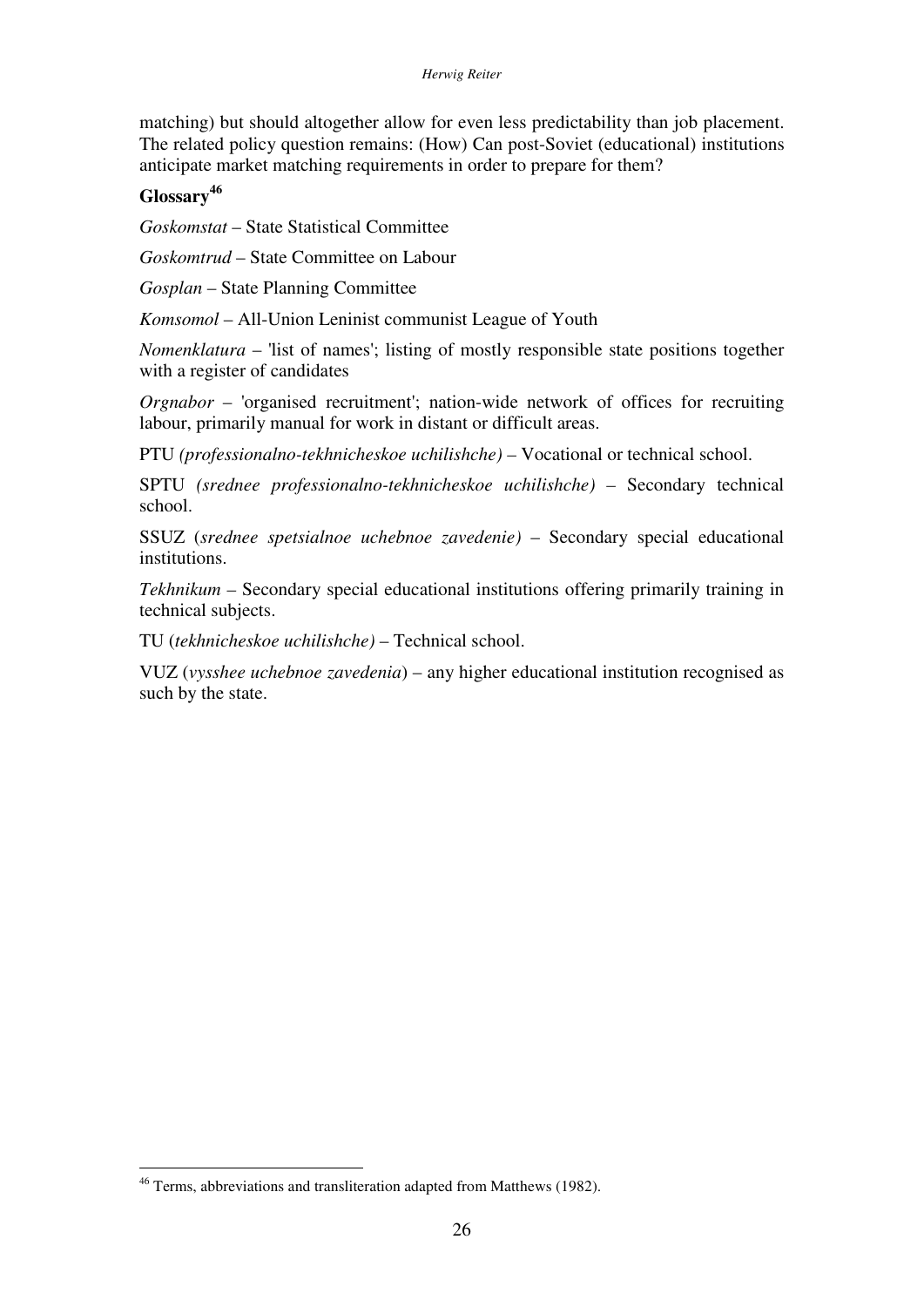matching) but should altogether allow for even less predictability than job placement. The related policy question remains: (How) Can post-Soviet (educational) institutions anticipate market matching requirements in order to prepare for them?

**Glossary**[46]

*Goskomstat* – State Statistical Committee

*Goskomtrud* – State Committee on Labour

*Gosplan* – State Planning Committee

*Komsomol* – All-Union Leninist communist League of Youth

*Nomenklatura* – 'list of names'; listing of mostly responsible state positions together with a register of candidates

*Orgnabor* – 'organised recruitment'; nation-wide network of offices for recruiting labour, primarily manual for work in distant or difficult areas.

PTU *(professionalno-tekhnicheskoe uchilishche)* – Vocational or technical school.

SPTU *(srednee professionalno-tekhnicheskoe uchilishche)* – Secondary technical school.

SSUZ (*srednee spetsialnoe uchebnoe zavedenie)* – Secondary special educational institutions.

*Tekhnikum* – Secondary special educational institutions offering primarily training in technical subjects.

TU (*tekhnicheskoe uchilishche)* – Technical school.

VUZ (*vysshee uchebnoe zavedenia*) – any higher educational institution recognised as such by the state.

---

[46] Terms, abbreviations and transliteration adapted from Matthews (1982).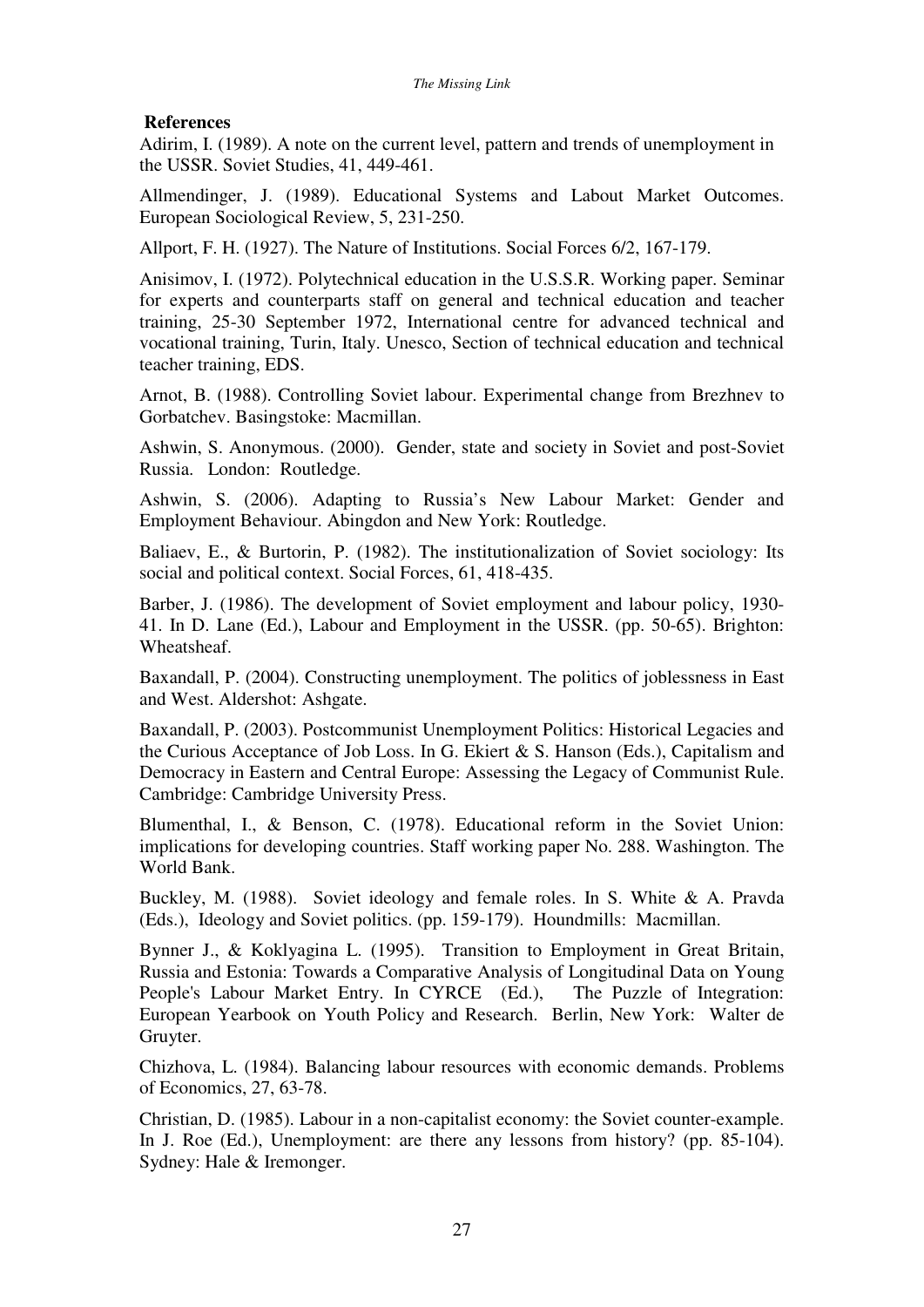**References**

Adirim, I. (1989). A note on the current level, pattern and trends of unemployment in the USSR. Soviet Studies, 41, 449-461.

Allmendinger, J. (1989). Educational Systems and Labout Market Outcomes. European Sociological Review, 5, 231-250.

Allport, F. H. (1927). The Nature of Institutions. Social Forces 6/2, 167-179.

Anisimov, I. (1972). Polytechnical education in the U.S.S.R. Working paper. Seminar for experts and counterparts staff on general and technical education and teacher training, 25-30 September 1972, International centre for advanced technical and vocational training, Turin, Italy. Unesco, Section of technical education and technical teacher training, EDS.

Arnot, B. (1988). Controlling Soviet labour. Experimental change from Brezhnev to Gorbatchev. Basingstoke: Macmillan.

Ashwin, S. Anonymous. (2000). Gender, state and society in Soviet and post-Soviet Russia. London: Routledge.

Ashwin, S. (2006). Adapting to Russia's New Labour Market: Gender and Employment Behaviour. Abingdon and New York: Routledge.

Baliaev, E., & Burtorin, P. (1982). The institutionalization of Soviet sociology: Its social and political context. Social Forces, 61, 418-435.

Barber, J. (1986). The development of Soviet employment and labour policy, 1930-41. In D. Lane (Ed.), Labour and Employment in the USSR. (pp. 50-65). Brighton: Wheatsheaf.

Baxandall, P. (2004). Constructing unemployment. The politics of joblessness in East and West. Aldershot: Ashgate.

Baxandall, P. (2003). Postcommunist Unemployment Politics: Historical Legacies and the Curious Acceptance of Job Loss. In G. Ekiert & S. Hanson (Eds.), Capitalism and Democracy in Eastern and Central Europe: Assessing the Legacy of Communist Rule. Cambridge: Cambridge University Press.

Blumenthal, I., & Benson, C. (1978). Educational reform in the Soviet Union: implications for developing countries. Staff working paper No. 288. Washington. The World Bank.

Buckley, M. (1988). Soviet ideology and female roles. In S. White & A. Pravda (Eds.), Ideology and Soviet politics. (pp. 159-179). Houndmills: Macmillan.

Bynner J., & Koklyagina L. (1995). Transition to Employment in Great Britain, Russia and Estonia: Towards a Comparative Analysis of Longitudinal Data on Young People's Labour Market Entry. In CYRCE (Ed.), The Puzzle of Integration: European Yearbook on Youth Policy and Research. Berlin, New York: Walter de Gruyter.

Chizhova, L. (1984). Balancing labour resources with economic demands. Problems of Economics, 27, 63-78.

Christian, D. (1985). Labour in a non-capitalist economy: the Soviet counter-example. In J. Roe (Ed.), Unemployment: are there any lessons from history? (pp. 85-104). Sydney: Hale & Iremonger.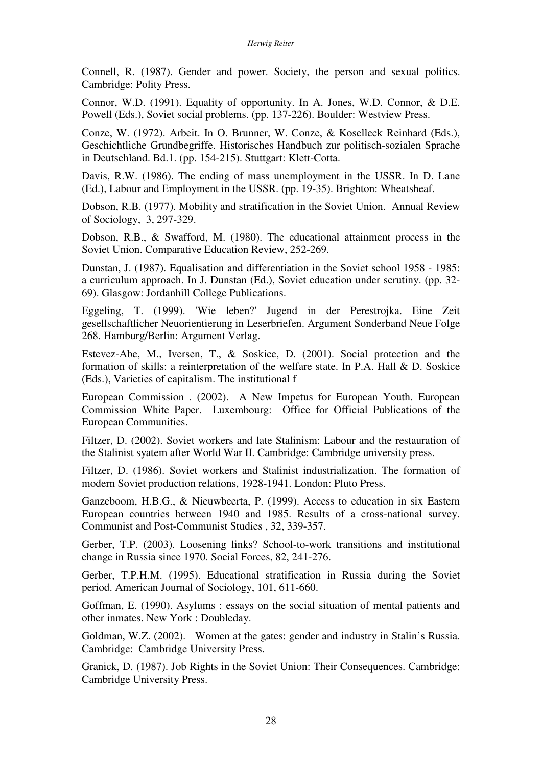Connell, R. (1987). Gender and power. Society, the person and sexual politics. Cambridge: Polity Press.

Connor, W.D. (1991). Equality of opportunity. In A. Jones, W.D. Connor, & D.E. Powell (Eds.), Soviet social problems. (pp. 137-226). Boulder: Westview Press.

Conze, W. (1972). Arbeit. In O. Brunner, W. Conze, & Koselleck Reinhard (Eds.), Geschichtliche Grundbegriffe. Historisches Handbuch zur politisch-sozialen Sprache in Deutschland. Bd.1. (pp. 154-215). Stuttgart: Klett-Cotta.

Davis, R.W. (1986). The ending of mass unemployment in the USSR. In D. Lane (Ed.), Labour and Employment in the USSR. (pp. 19-35). Brighton: Wheatsheaf.

Dobson, R.B. (1977). Mobility and stratification in the Soviet Union. Annual Review of Sociology, 3, 297-329.

Dobson, R.B., & Swafford, M. (1980). The educational attainment process in the Soviet Union. Comparative Education Review, 252-269.

Dunstan, J. (1987). Equalisation and differentiation in the Soviet school 1958 - 1985: a curriculum approach. In J. Dunstan (Ed.), Soviet education under scrutiny. (pp. 32-69). Glasgow: Jordanhill College Publications.

Eggeling, T. (1999). 'Wie leben?' Jugend in der Perestrojka. Eine Zeit gesellschaftlicher Neuorientierung in Leserbriefen. Argument Sonderband Neue Folge 268. Hamburg/Berlin: Argument Verlag.

Estevez-Abe, M., Iversen, T., & Soskice, D. (2001). Social protection and the formation of skills: a reinterpretation of the welfare state. In P.A. Hall & D. Soskice (Eds.), Varieties of capitalism. The institutional f

European Commission . (2002). A New Impetus for European Youth. European Commission White Paper. Luxembourg: Office for Official Publications of the European Communities.

Filtzer, D. (2002). Soviet workers and late Stalinism: Labour and the restauration of the Stalinist syatem after World War II. Cambridge: Cambridge university press.

Filtzer, D. (1986). Soviet workers and Stalinist industrialization. The formation of modern Soviet production relations, 1928-1941. London: Pluto Press.

Ganzeboom, H.B.G., & Nieuwbeerta, P. (1999). Access to education in six Eastern European countries between 1940 and 1985. Results of a cross-national survey. Communist and Post-Communist Studies , 32, 339-357.

Gerber, T.P. (2003). Loosening links? School-to-work transitions and institutional change in Russia since 1970. Social Forces, 82, 241-276.

Gerber, T.P.H.M. (1995). Educational stratification in Russia during the Soviet period. American Journal of Sociology, 101, 611-660.

Goffman, E. (1990). Asylums : essays on the social situation of mental patients and other inmates. New York : Doubleday.

Goldman, W.Z. (2002). Women at the gates: gender and industry in Stalin's Russia. Cambridge: Cambridge University Press.

Granick, D. (1987). Job Rights in the Soviet Union: Their Consequences. Cambridge: Cambridge University Press.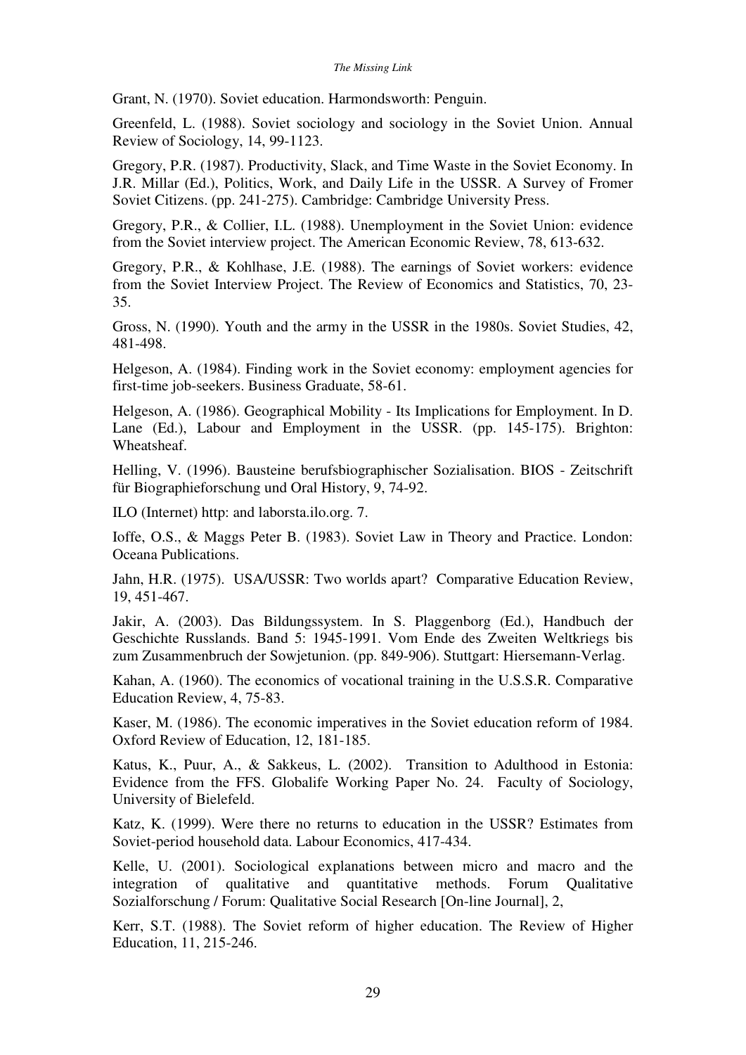Grant, N. (1970). Soviet education. Harmondsworth: Penguin.

Greenfeld, L. (1988). Soviet sociology and sociology in the Soviet Union. Annual Review of Sociology, 14, 99-1123.

Gregory, P.R. (1987). Productivity, Slack, and Time Waste in the Soviet Economy. In J.R. Millar (Ed.), Politics, Work, and Daily Life in the USSR. A Survey of Fromer Soviet Citizens. (pp. 241-275). Cambridge: Cambridge University Press.

Gregory, P.R., & Collier, I.L. (1988). Unemployment in the Soviet Union: evidence from the Soviet interview project. The American Economic Review, 78, 613-632.

Gregory, P.R., & Kohlhase, J.E. (1988). The earnings of Soviet workers: evidence from the Soviet Interview Project. The Review of Economics and Statistics, 70, 23-35.

Gross, N. (1990). Youth and the army in the USSR in the 1980s. Soviet Studies, 42, 481-498.

Helgeson, A. (1984). Finding work in the Soviet economy: employment agencies for first-time job-seekers. Business Graduate, 58-61.

Helgeson, A. (1986). Geographical Mobility - Its Implications for Employment. In D. Lane (Ed.), Labour and Employment in the USSR. (pp. 145-175). Brighton: Wheatsheaf.

Helling, V. (1996). Bausteine berufsbiographischer Sozialisation. BIOS - Zeitschrift für Biographieforschung und Oral History, 9, 74-92.

ILO (Internet) http: and laborsta.ilo.org. 7.

Ioffe, O.S., & Maggs Peter B. (1983). Soviet Law in Theory and Practice. London: Oceana Publications.

Jahn, H.R. (1975). USA/USSR: Two worlds apart? Comparative Education Review, 19, 451-467.

Jakir, A. (2003). Das Bildungssystem. In S. Plaggenborg (Ed.), Handbuch der Geschichte Russlands. Band 5: 1945-1991. Vom Ende des Zweiten Weltkriegs bis zum Zusammenbruch der Sowjetunion. (pp. 849-906). Stuttgart: Hiersemann-Verlag.

Kahan, A. (1960). The economics of vocational training in the U.S.S.R. Comparative Education Review, 4, 75-83.

Kaser, M. (1986). The economic imperatives in the Soviet education reform of 1984. Oxford Review of Education, 12, 181-185.

Katus, K., Puur, A., & Sakkeus, L. (2002). Transition to Adulthood in Estonia: Evidence from the FFS. Globalife Working Paper No. 24. Faculty of Sociology, University of Bielefeld.

Katz, K. (1999). Were there no returns to education in the USSR? Estimates from Soviet-period household data. Labour Economics, 417-434.

Kelle, U. (2001). Sociological explanations between micro and macro and the integration of qualitative and quantitative methods. Forum Qualitative Sozialforschung / Forum: Qualitative Social Research [On-line Journal], 2,

Kerr, S.T. (1988). The Soviet reform of higher education. The Review of Higher Education, 11, 215-246.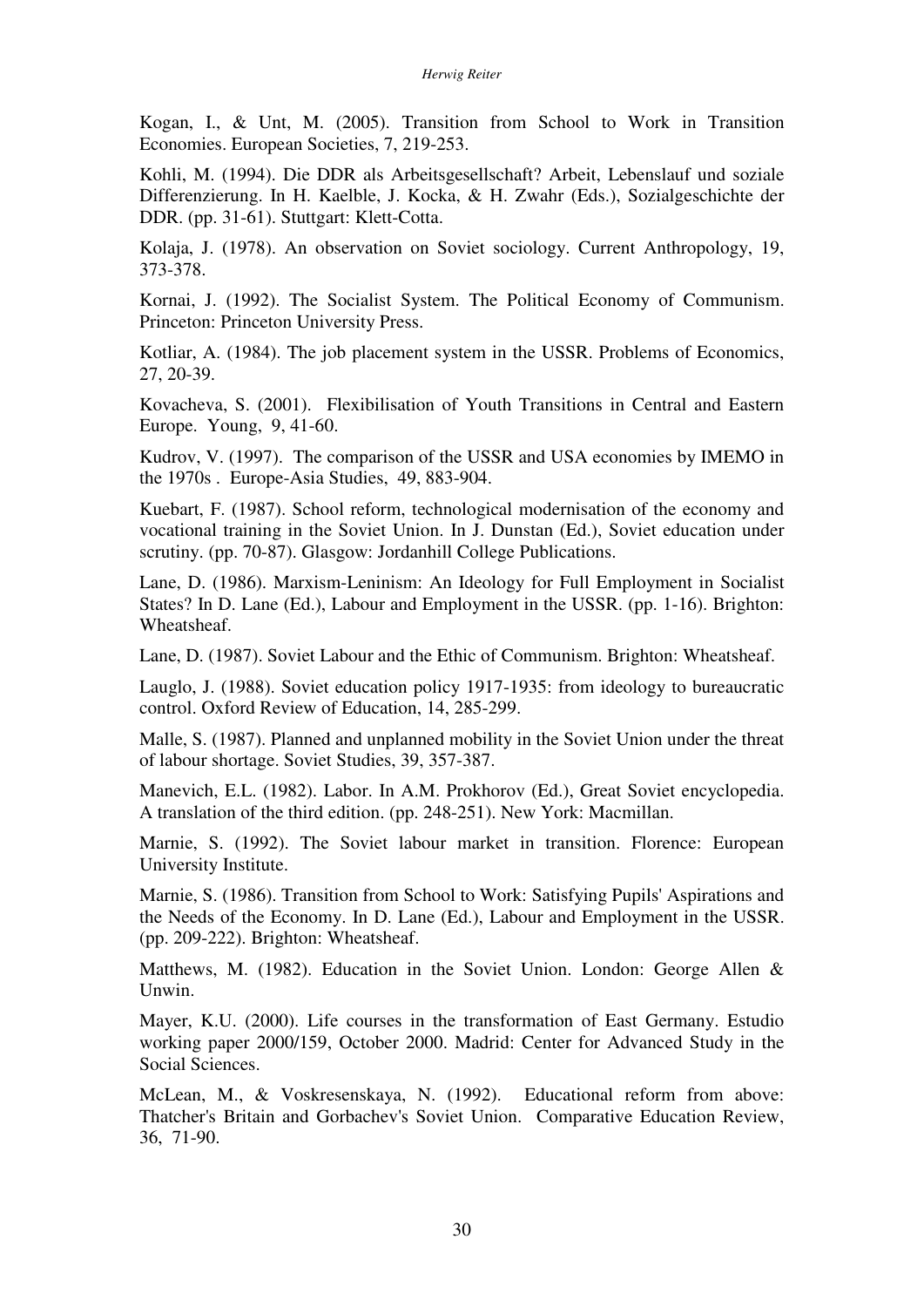Kogan, I., & Unt, M. (2005). Transition from School to Work in Transition Economies. European Societies, 7, 219-253.

Kohli, M. (1994). Die DDR als Arbeitsgesellschaft? Arbeit, Lebenslauf und soziale Differenzierung. In H. Kaelble, J. Kocka, & H. Zwahr (Eds.), Sozialgeschichte der DDR. (pp. 31-61). Stuttgart: Klett-Cotta.

Kolaja, J. (1978). An observation on Soviet sociology. Current Anthropology, 19, 373-378.

Kornai, J. (1992). The Socialist System. The Political Economy of Communism. Princeton: Princeton University Press.

Kotliar, A. (1984). The job placement system in the USSR. Problems of Economics, 27, 20-39.

Kovacheva, S. (2001). Flexibilisation of Youth Transitions in Central and Eastern Europe. Young, 9, 41-60.

Kudrov, V. (1997). The comparison of the USSR and USA economies by IMEMO in the 1970s . Europe-Asia Studies, 49, 883-904.

Kuebart, F. (1987). School reform, technological modernisation of the economy and vocational training in the Soviet Union. In J. Dunstan (Ed.), Soviet education under scrutiny. (pp. 70-87). Glasgow: Jordanhill College Publications.

Lane, D. (1986). Marxism-Leninism: An Ideology for Full Employment in Socialist States? In D. Lane (Ed.), Labour and Employment in the USSR. (pp. 1-16). Brighton: Wheatsheaf.

Lane, D. (1987). Soviet Labour and the Ethic of Communism. Brighton: Wheatsheaf.

Lauglo, J. (1988). Soviet education policy 1917-1935: from ideology to bureaucratic control. Oxford Review of Education, 14, 285-299.

Malle, S. (1987). Planned and unplanned mobility in the Soviet Union under the threat of labour shortage. Soviet Studies, 39, 357-387.

Manevich, E.L. (1982). Labor. In A.M. Prokhorov (Ed.), Great Soviet encyclopedia. A translation of the third edition. (pp. 248-251). New York: Macmillan.

Marnie, S. (1992). The Soviet labour market in transition. Florence: European University Institute.

Marnie, S. (1986). Transition from School to Work: Satisfying Pupils' Aspirations and the Needs of the Economy. In D. Lane (Ed.), Labour and Employment in the USSR. (pp. 209-222). Brighton: Wheatsheaf.

Matthews, M. (1982). Education in the Soviet Union. London: George Allen & Unwin.

Mayer, K.U. (2000). Life courses in the transformation of East Germany. Estudio working paper 2000/159, October 2000. Madrid: Center for Advanced Study in the Social Sciences.

McLean, M., & Voskresenskaya, N. (1992). Educational reform from above: Thatcher's Britain and Gorbachev's Soviet Union. Comparative Education Review, 36, 71-90.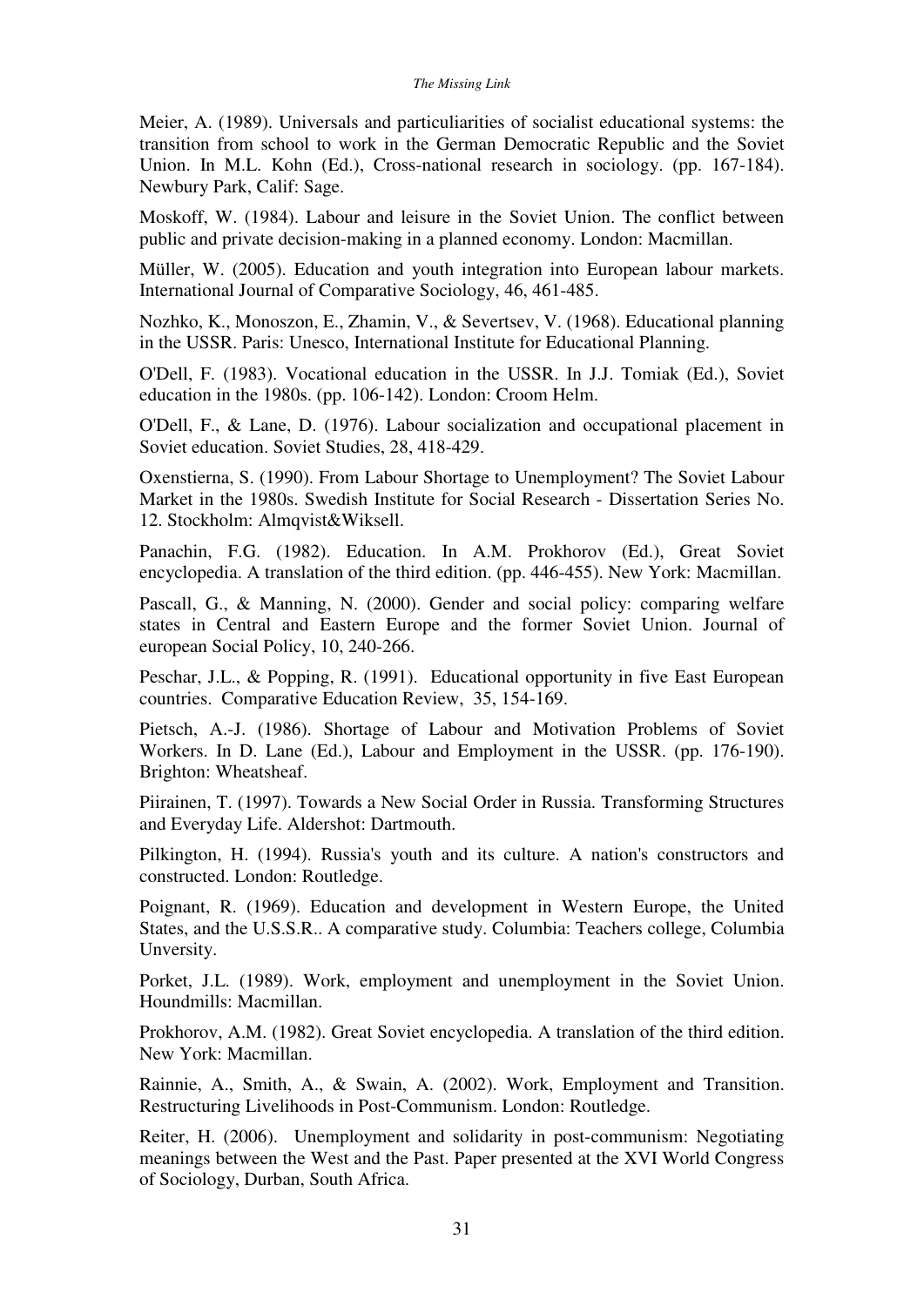Meier, A. (1989). Universals and particuliarities of socialist educational systems: the transition from school to work in the German Democratic Republic and the Soviet Union. In M.L. Kohn (Ed.), Cross-national research in sociology. (pp. 167-184). Newbury Park, Calif: Sage.

Moskoff, W. (1984). Labour and leisure in the Soviet Union. The conflict between public and private decision-making in a planned economy. London: Macmillan.

Müller, W. (2005). Education and youth integration into European labour markets. International Journal of Comparative Sociology, 46, 461-485.

Nozhko, K., Monoszon, E., Zhamin, V., & Severtsev, V. (1968). Educational planning in the USSR. Paris: Unesco, International Institute for Educational Planning.

O'Dell, F. (1983). Vocational education in the USSR. In J.J. Tomiak (Ed.), Soviet education in the 1980s. (pp. 106-142). London: Croom Helm.

O'Dell, F., & Lane, D. (1976). Labour socialization and occupational placement in Soviet education. Soviet Studies, 28, 418-429.

Oxenstierna, S. (1990). From Labour Shortage to Unemployment? The Soviet Labour Market in the 1980s. Swedish Institute for Social Research - Dissertation Series No. 12. Stockholm: Almqvist&Wiksell.

Panachin, F.G. (1982). Education. In A.M. Prokhorov (Ed.), Great Soviet encyclopedia. A translation of the third edition. (pp. 446-455). New York: Macmillan.

Pascall, G., & Manning, N. (2000). Gender and social policy: comparing welfare states in Central and Eastern Europe and the former Soviet Union. Journal of european Social Policy, 10, 240-266.

Peschar, J.L., & Popping, R. (1991). Educational opportunity in five East European countries. Comparative Education Review, 35, 154-169.

Pietsch, A.-J. (1986). Shortage of Labour and Motivation Problems of Soviet Workers. In D. Lane (Ed.), Labour and Employment in the USSR. (pp. 176-190). Brighton: Wheatsheaf.

Piirainen, T. (1997). Towards a New Social Order in Russia. Transforming Structures and Everyday Life. Aldershot: Dartmouth.

Pilkington, H. (1994). Russia's youth and its culture. A nation's constructors and constructed. London: Routledge.

Poignant, R. (1969). Education and development in Western Europe, the United States, and the U.S.S.R.. A comparative study. Columbia: Teachers college, Columbia Unversity.

Porket, J.L. (1989). Work, employment and unemployment in the Soviet Union. Houndmills: Macmillan.

Prokhorov, A.M. (1982). Great Soviet encyclopedia. A translation of the third edition. New York: Macmillan.

Rainnie, A., Smith, A., & Swain, A. (2002). Work, Employment and Transition. Restructuring Livelihoods in Post-Communism. London: Routledge.

Reiter, H. (2006). Unemployment and solidarity in post-communism: Negotiating meanings between the West and the Past. Paper presented at the XVI World Congress of Sociology, Durban, South Africa.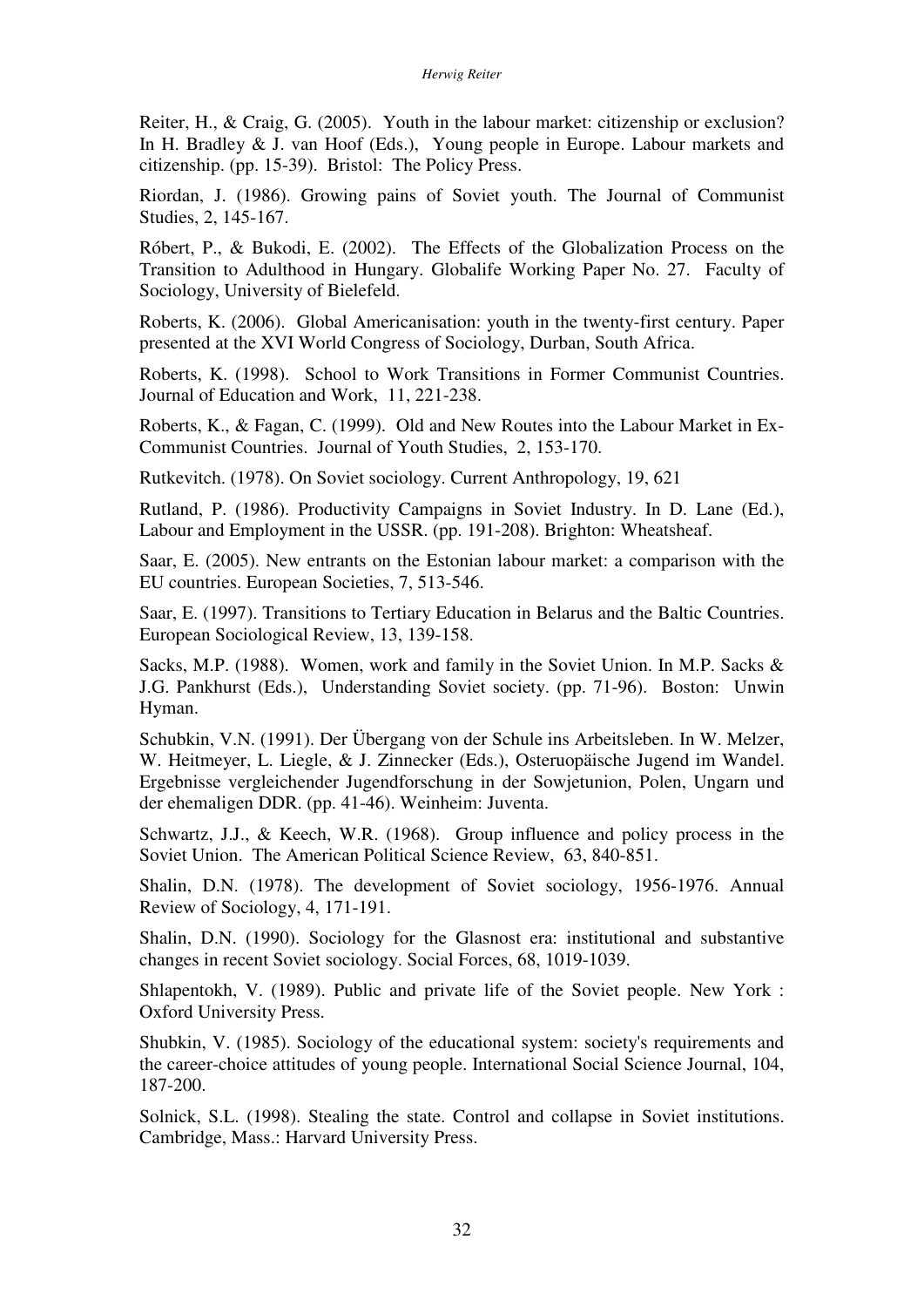Reiter, H., & Craig, G. (2005). Youth in the labour market: citizenship or exclusion? In H. Bradley & J. van Hoof (Eds.), Young people in Europe. Labour markets and citizenship. (pp. 15-39). Bristol: The Policy Press.

Riordan, J. (1986). Growing pains of Soviet youth. The Journal of Communist Studies, 2, 145-167.

Róbert, P., & Bukodi, E. (2002). The Effects of the Globalization Process on the Transition to Adulthood in Hungary. Globalife Working Paper No. 27. Faculty of Sociology, University of Bielefeld.

Roberts, K. (2006). Global Americanisation: youth in the twenty-first century. Paper presented at the XVI World Congress of Sociology, Durban, South Africa.

Roberts, K. (1998). School to Work Transitions in Former Communist Countries. Journal of Education and Work, 11, 221-238.

Roberts, K., & Fagan, C. (1999). Old and New Routes into the Labour Market in Ex-Communist Countries. Journal of Youth Studies, 2, 153-170.

Rutkevitch. (1978). On Soviet sociology. Current Anthropology, 19, 621

Rutland, P. (1986). Productivity Campaigns in Soviet Industry. In D. Lane (Ed.), Labour and Employment in the USSR. (pp. 191-208). Brighton: Wheatsheaf.

Saar, E. (2005). New entrants on the Estonian labour market: a comparison with the EU countries. European Societies, 7, 513-546.

Saar, E. (1997). Transitions to Tertiary Education in Belarus and the Baltic Countries. European Sociological Review, 13, 139-158.

Sacks, M.P. (1988). Women, work and family in the Soviet Union. In M.P. Sacks & J.G. Pankhurst (Eds.), Understanding Soviet society. (pp. 71-96). Boston: Unwin Hyman.

Schubkin, V.N. (1991). Der Übergang von der Schule ins Arbeitsleben. In W. Melzer, W. Heitmeyer, L. Liegle, & J. Zinnecker (Eds.), Osteruopäische Jugend im Wandel. Ergebnisse vergleichender Jugendforschung in der Sowjetunion, Polen, Ungarn und der ehemaligen DDR. (pp. 41-46). Weinheim: Juventa.

Schwartz, J.J., & Keech, W.R. (1968). Group influence and policy process in the Soviet Union. The American Political Science Review, 63, 840-851.

Shalin, D.N. (1978). The development of Soviet sociology, 1956-1976. Annual Review of Sociology, 4, 171-191.

Shalin, D.N. (1990). Sociology for the Glasnost era: institutional and substantive changes in recent Soviet sociology. Social Forces, 68, 1019-1039.

Shlapentokh, V. (1989). Public and private life of the Soviet people. New York : Oxford University Press.

Shubkin, V. (1985). Sociology of the educational system: society's requirements and the career-choice attitudes of young people. International Social Science Journal, 104, 187-200.

Solnick, S.L. (1998). Stealing the state. Control and collapse in Soviet institutions. Cambridge, Mass.: Harvard University Press.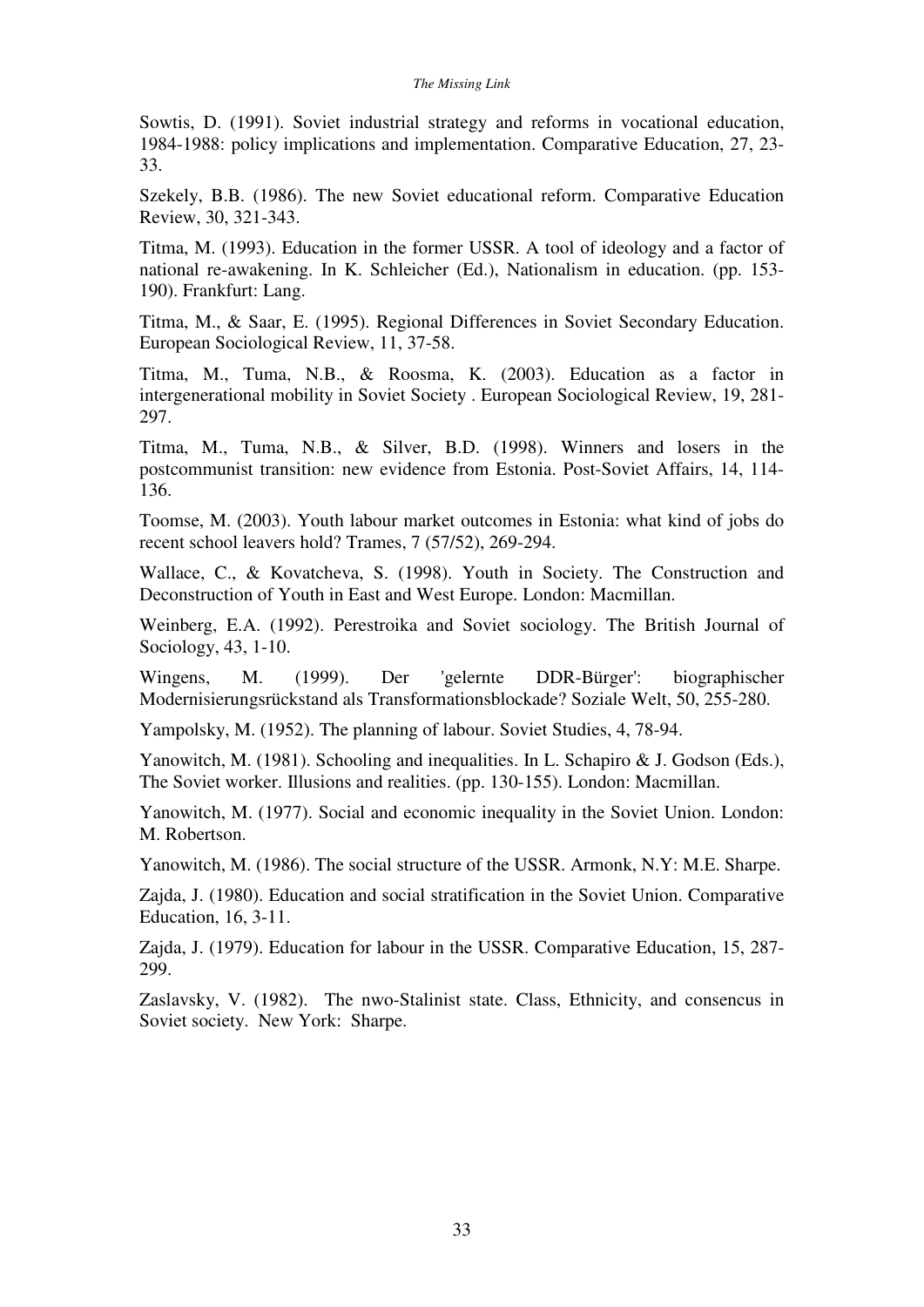Sowtis, D. (1991). Soviet industrial strategy and reforms in vocational education, 1984-1988: policy implications and implementation. Comparative Education, 27, 23-33.

Szekely, B.B. (1986). The new Soviet educational reform. Comparative Education Review, 30, 321-343.

Titma, M. (1993). Education in the former USSR. A tool of ideology and a factor of national re-awakening. In K. Schleicher (Ed.), Nationalism in education. (pp. 153-190). Frankfurt: Lang.

Titma, M., & Saar, E. (1995). Regional Differences in Soviet Secondary Education. European Sociological Review, 11, 37-58.

Titma, M., Tuma, N.B., & Roosma, K. (2003). Education as a factor in intergenerational mobility in Soviet Society . European Sociological Review, 19, 281-297.

Titma, M., Tuma, N.B., & Silver, B.D. (1998). Winners and losers in the postcommunist transition: new evidence from Estonia. Post-Soviet Affairs, 14, 114-136.

Toomse, M. (2003). Youth labour market outcomes in Estonia: what kind of jobs do recent school leavers hold? Trames, 7 (57/52), 269-294.

Wallace, C., & Kovatcheva, S. (1998). Youth in Society. The Construction and Deconstruction of Youth in East and West Europe. London: Macmillan.

Weinberg, E.A. (1992). Perestroika and Soviet sociology. The British Journal of Sociology, 43, 1-10.

Wingens, M. (1999). Der 'gelernte DDR-Bürger': biographischer Modernisierungsrückstand als Transformationsblockade? Soziale Welt, 50, 255-280.

Yampolsky, M. (1952). The planning of labour. Soviet Studies, 4, 78-94.

Yanowitch, M. (1981). Schooling and inequalities. In L. Schapiro & J. Godson (Eds.), The Soviet worker. Illusions and realities. (pp. 130-155). London: Macmillan.

Yanowitch, M. (1977). Social and economic inequality in the Soviet Union. London: M. Robertson.

Yanowitch, M. (1986). The social structure of the USSR. Armonk, N.Y: M.E. Sharpe.

Zajda, J. (1980). Education and social stratification in the Soviet Union. Comparative Education, 16, 3-11.

Zajda, J. (1979). Education for labour in the USSR. Comparative Education, 15, 287-299.

Zaslavsky, V. (1982). The nwo-Stalinist state. Class, Ethnicity, and consencus in Soviet society. New York: Sharpe.